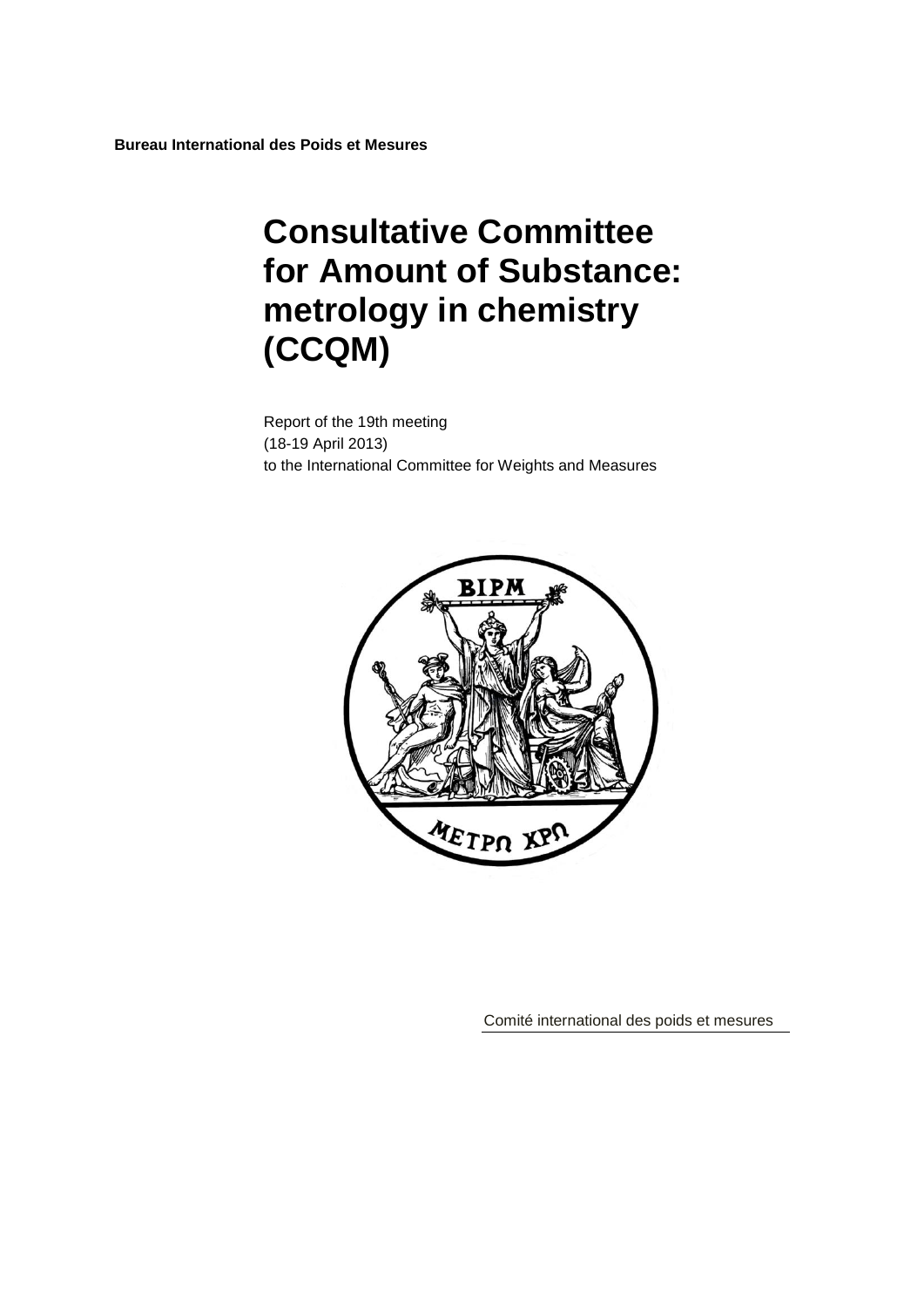**Bureau International des Poids et Mesures**

# Consultative Committee for Amount of Substance: metrology in chemistry (CCQM)

Report of the 19th meeting
(18-19 April 2013)
to the International Committee for Weights and Measures

Comité international des poids et mesures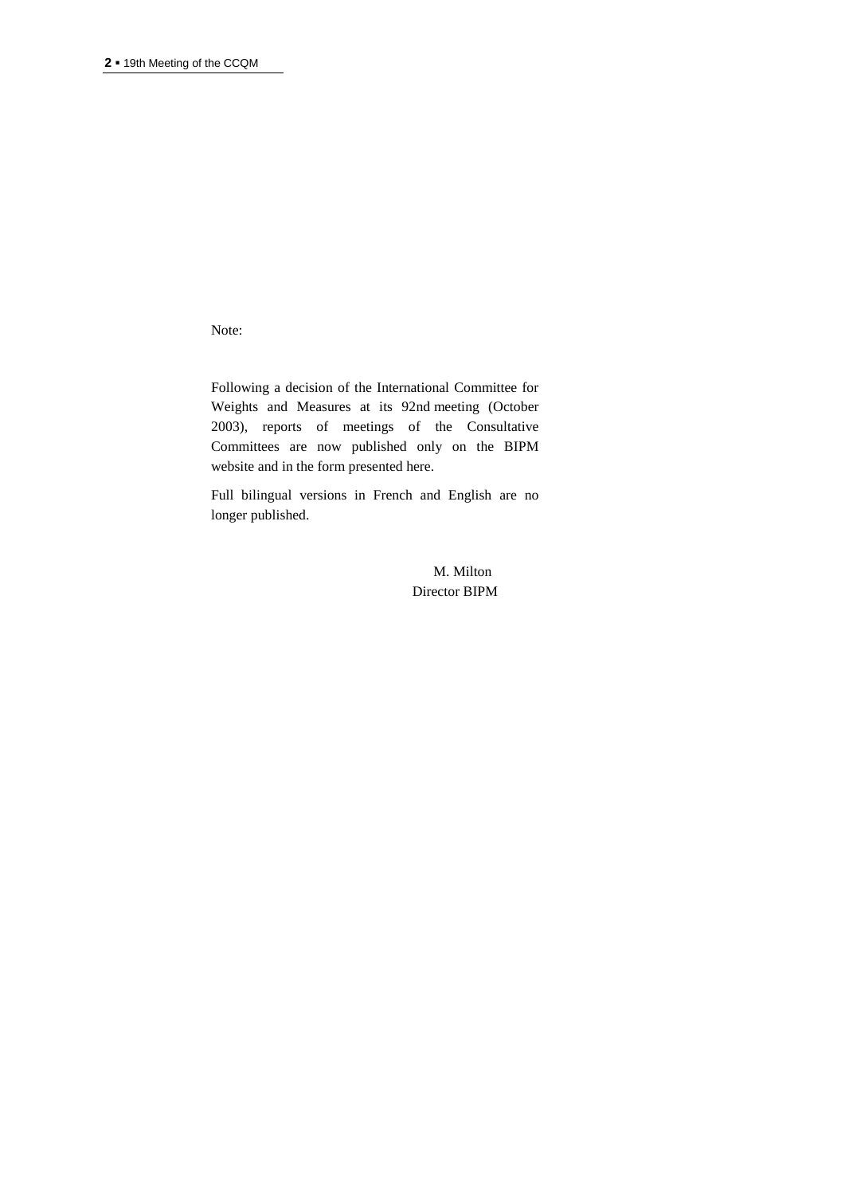Note:

Following a decision of the International Committee for Weights and Measures at its 92nd meeting (October 2003), reports of meetings of the Consultative Committees are now published only on the BIPM website and in the form presented here.

Full bilingual versions in French and English are no longer published.

M. Milton
Director BIPM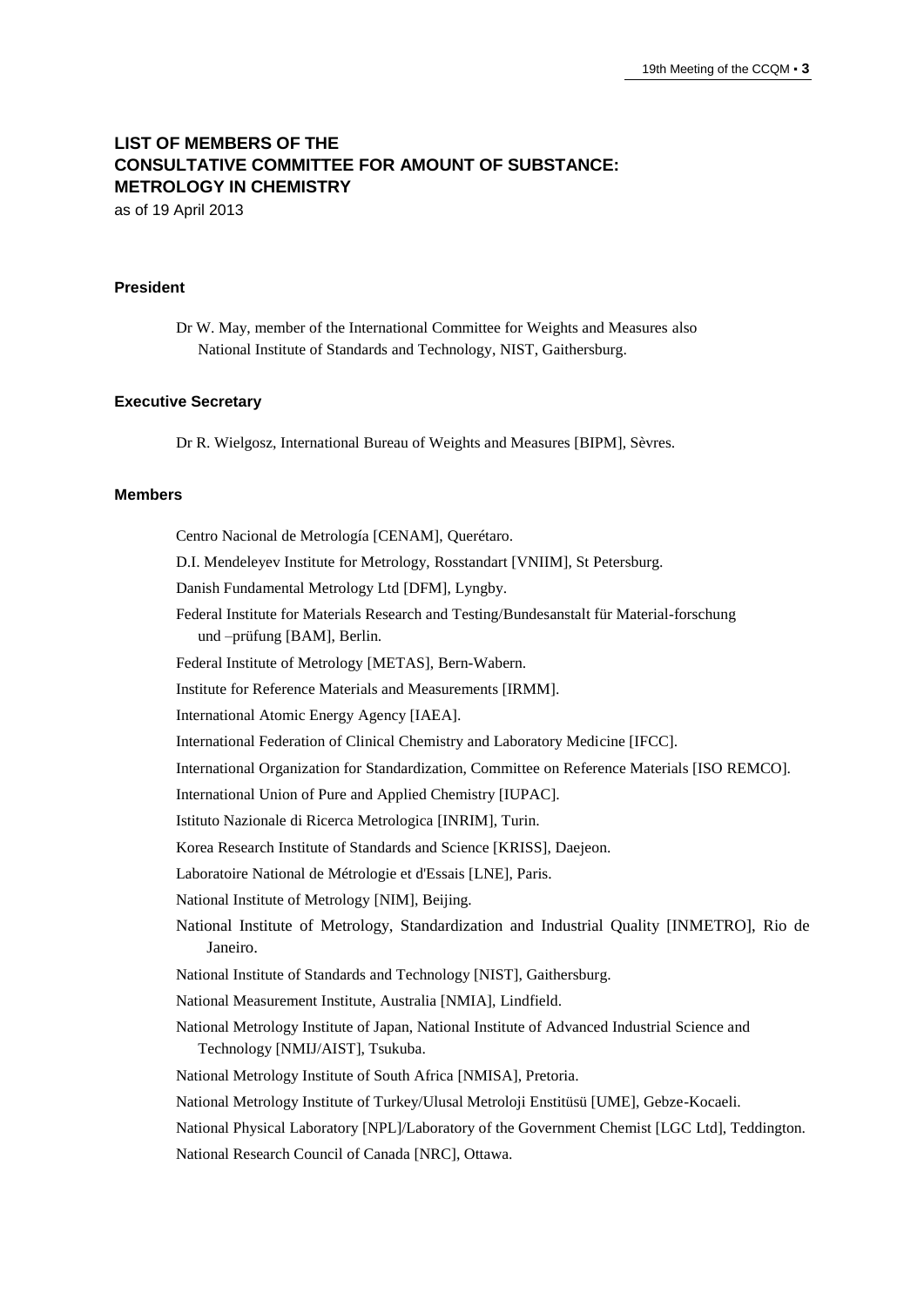# LIST OF MEMBERS OF THE CONSULTATIVE COMMITTEE FOR AMOUNT OF SUBSTANCE: METROLOGY IN CHEMISTRY

as of 19 April 2013

### President

Dr W. May, member of the International Committee for Weights and Measures also National Institute of Standards and Technology, NIST, Gaithersburg.

### Executive Secretary

Dr R. Wielgosz, International Bureau of Weights and Measures [BIPM], Sèvres.

### Members

Centro Nacional de Metrología [CENAM], Querétaro.

D.I. Mendeleyev Institute for Metrology, Rosstandart [VNIIM], St Petersburg.

Danish Fundamental Metrology Ltd [DFM], Lyngby.

Federal Institute for Materials Research and Testing/Bundesanstalt für Material-forschung und –prüfung [BAM], Berlin.

Federal Institute of Metrology [METAS], Bern-Wabern.

Institute for Reference Materials and Measurements [IRMM].

International Atomic Energy Agency [IAEA].

International Federation of Clinical Chemistry and Laboratory Medicine [IFCC].

International Organization for Standardization, Committee on Reference Materials [ISO REMCO].

International Union of Pure and Applied Chemistry [IUPAC].

Istituto Nazionale di Ricerca Metrologica [INRIM], Turin.

Korea Research Institute of Standards and Science [KRISS], Daejeon.

Laboratoire National de Métrologie et d'Essais [LNE], Paris.

National Institute of Metrology [NIM], Beijing.

National Institute of Metrology, Standardization and Industrial Quality [INMETRO], Rio de Janeiro.

National Institute of Standards and Technology [NIST], Gaithersburg.

National Measurement Institute, Australia [NMIA], Lindfield.

National Metrology Institute of Japan, National Institute of Advanced Industrial Science and Technology [NMIJ/AIST], Tsukuba.

National Metrology Institute of South Africa [NMISA], Pretoria.

National Metrology Institute of Turkey/Ulusal Metroloji Enstitüsü [UME], Gebze-Kocaeli.

National Physical Laboratory [NPL]/Laboratory of the Government Chemist [LGC Ltd], Teddington.

National Research Council of Canada [NRC], Ottawa.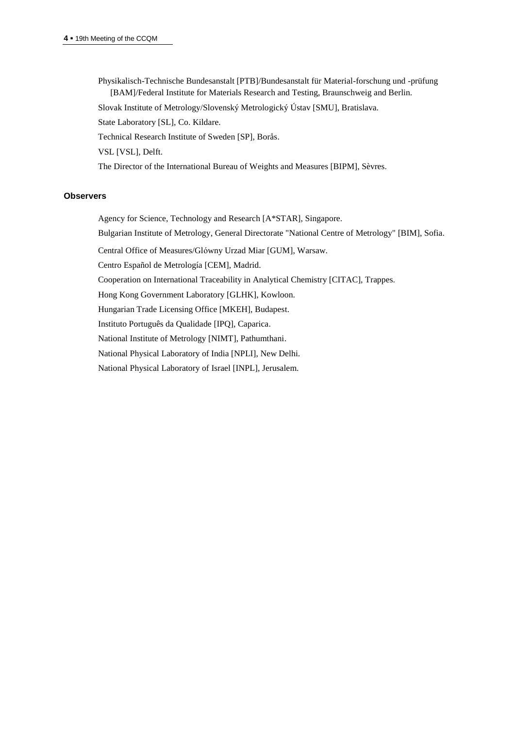Physikalisch-Technische Bundesanstalt [PTB]/Bundesanstalt für Material-forschung und -prüfung [BAM]/Federal Institute for Materials Research and Testing, Braunschweig and Berlin.

Slovak Institute of Metrology/Slovenský Metrologický Ústav [SMU], Bratislava.

State Laboratory [SL], Co. Kildare.

Technical Research Institute of Sweden [SP], Borås.

VSL [VSL], Delft.

The Director of the International Bureau of Weights and Measures [BIPM], Sèvres.

### Observers

Agency for Science, Technology and Research [A*STAR], Singapore.

Bulgarian Institute of Metrology, General Directorate "National Centre of Metrology" [BIM], Sofia.

Central Office of Measures/Glówny Urzad Miar [GUM], Warsaw.

Centro Español de Metrología [CEM], Madrid.

Cooperation on International Traceability in Analytical Chemistry [CITAC], Trappes.

Hong Kong Government Laboratory [GLHK], Kowloon.

Hungarian Trade Licensing Office [MKEH], Budapest.

Instituto Português da Qualidade [IPQ], Caparica.

National Institute of Metrology [NIMT], Pathumthani.

National Physical Laboratory of India [NPLI], New Delhi.

National Physical Laboratory of Israel [INPL], Jerusalem.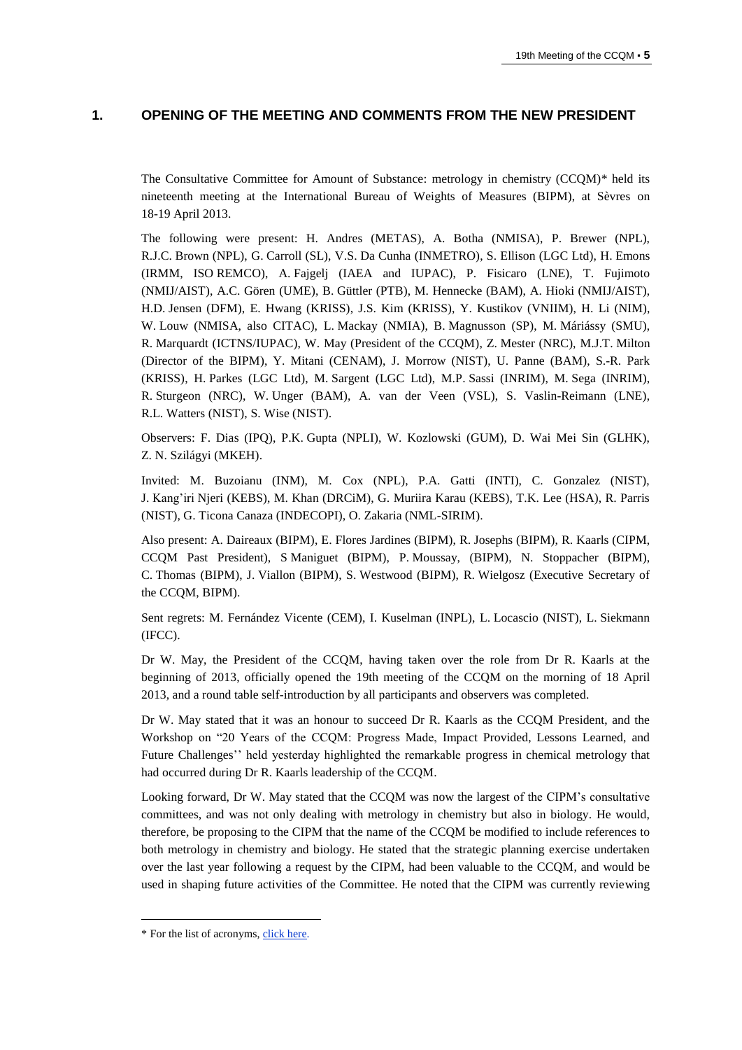## 1. OPENING OF THE MEETING AND COMMENTS FROM THE NEW PRESIDENT

The Consultative Committee for Amount of Substance: metrology in chemistry (CCQM)* held its nineteenth meeting at the International Bureau of Weights of Measures (BIPM), at Sèvres on 18-19 April 2013.

The following were present: H. Andres (METAS), A. Botha (NMISA), P. Brewer (NPL), R.J.C. Brown (NPL), G. Carroll (SL), V.S. Da Cunha (INMETRO), S. Ellison (LGC Ltd), H. Emons (IRMM, ISO REMCO), A. Fajgelj (IAEA and IUPAC), P. Fisicaro (LNE), T. Fujimoto (NMIJ/AIST), A.C. Gören (UME), B. Güttler (PTB), M. Hennecke (BAM), A. Hioki (NMIJ/AIST), H.D. Jensen (DFM), E. Hwang (KRISS), J.S. Kim (KRISS), Y. Kustikov (VNIIM), H. Li (NIM), W. Louw (NMISA, also CITAC), L. Mackay (NMIA), B. Magnusson (SP), M. Máriássy (SMU), R. Marquardt (ICTNS/IUPAC), W. May (President of the CCQM), Z. Mester (NRC), M.J.T. Milton (Director of the BIPM), Y. Mitani (CENAM), J. Morrow (NIST), U. Panne (BAM), S.-R. Park (KRISS), H. Parkes (LGC Ltd), M. Sargent (LGC Ltd), M.P. Sassi (INRIM), M. Sega (INRIM), R. Sturgeon (NRC), W. Unger (BAM), A. van der Veen (VSL), S. Vaslin-Reimann (LNE), R.L. Watters (NIST), S. Wise (NIST).

Observers: F. Dias (IPQ), P.K. Gupta (NPLI), W. Kozlowski (GUM), D. Wai Mei Sin (GLHK), Z. N. Szilágyi (MKEH).

Invited: M. Buzoianu (INM), M. Cox (NPL), P.A. Gatti (INTI), C. Gonzalez (NIST), J. Kang'iri Njeri (KEBS), M. Khan (DRCiM), G. Muriira Karau (KEBS), T.K. Lee (HSA), R. Parris (NIST), G. Ticona Canaza (INDECOPI), O. Zakaria (NML-SIRIM).

Also present: A. Daireaux (BIPM), E. Flores Jardines (BIPM), R. Josephs (BIPM), R. Kaarls (CIPM, CCQM Past President), S Maniguet (BIPM), P. Moussay, (BIPM), N. Stoppacher (BIPM), C. Thomas (BIPM), J. Viallon (BIPM), S. Westwood (BIPM), R. Wielgosz (Executive Secretary of the CCQM, BIPM).

Sent regrets: M. Fernández Vicente (CEM), I. Kuselman (INPL), L. Locascio (NIST), L. Siekmann (IFCC).

Dr W. May, the President of the CCQM, having taken over the role from Dr R. Kaarls at the beginning of 2013, officially opened the 19th meeting of the CCQM on the morning of 18 April 2013, and a round table self-introduction by all participants and observers was completed.

Dr W. May stated that it was an honour to succeed Dr R. Kaarls as the CCQM President, and the Workshop on "20 Years of the CCQM: Progress Made, Impact Provided, Lessons Learned, and Future Challenges'' held yesterday highlighted the remarkable progress in chemical metrology that had occurred during Dr R. Kaarls leadership of the CCQM.

Looking forward, Dr W. May stated that the CCQM was now the largest of the CIPM's consultative committees, and was not only dealing with metrology in chemistry but also in biology. He would, therefore, be proposing to the CIPM that the name of the CCQM be modified to include references to both metrology in chemistry and biology. He stated that the strategic planning exercise undertaken over the last year following a request by the CIPM, had been valuable to the CCQM, and would be used in shaping future activities of the Committee. He noted that the CIPM was currently reviewing

---

* For the list of acronyms, click here.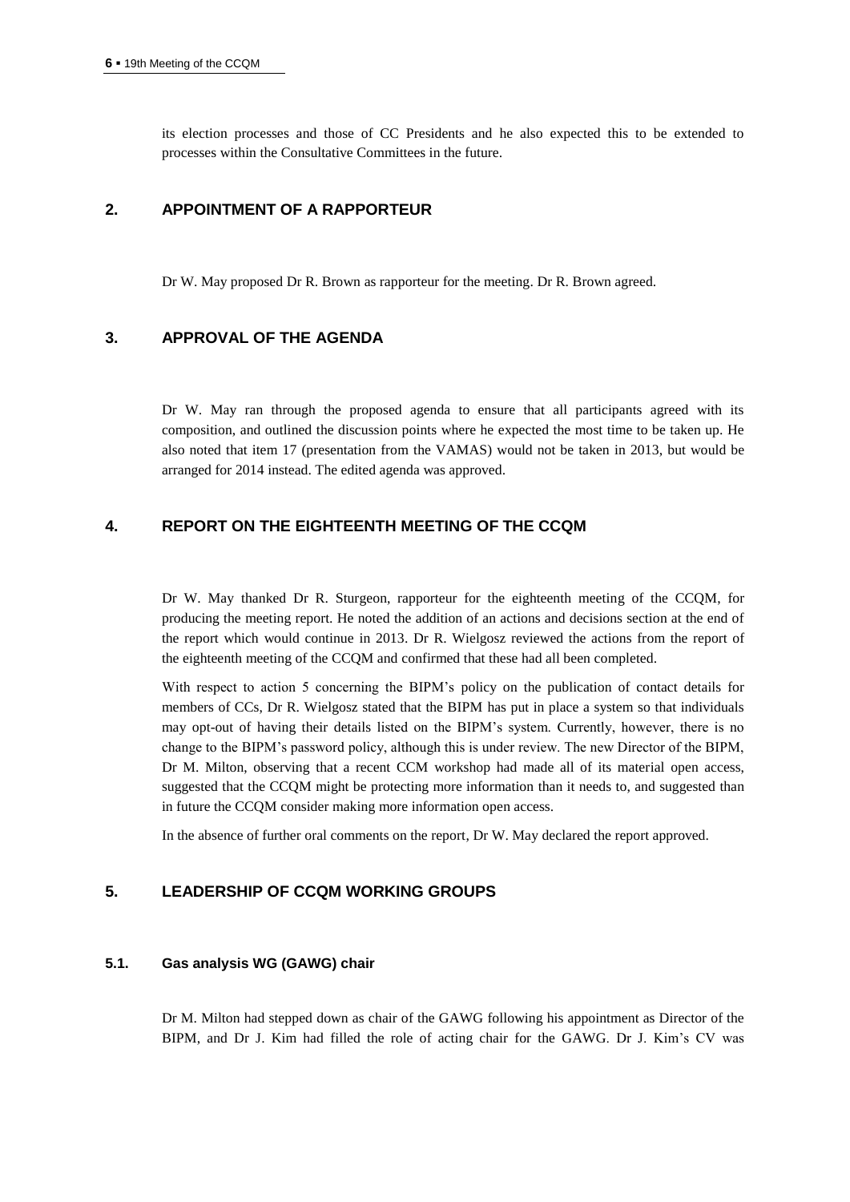its election processes and those of CC Presidents and he also expected this to be extended to processes within the Consultative Committees in the future.

## 2. APPOINTMENT OF A RAPPORTEUR

Dr W. May proposed Dr R. Brown as rapporteur for the meeting. Dr R. Brown agreed.

## 3. APPROVAL OF THE AGENDA

Dr W. May ran through the proposed agenda to ensure that all participants agreed with its composition, and outlined the discussion points where he expected the most time to be taken up. He also noted that item 17 (presentation from the VAMAS) would not be taken in 2013, but would be arranged for 2014 instead. The edited agenda was approved.

## 4. REPORT ON THE EIGHTEENTH MEETING OF THE CCQM

Dr W. May thanked Dr R. Sturgeon, rapporteur for the eighteenth meeting of the CCQM, for producing the meeting report. He noted the addition of an actions and decisions section at the end of the report which would continue in 2013. Dr R. Wielgosz reviewed the actions from the report of the eighteenth meeting of the CCQM and confirmed that these had all been completed.

With respect to action 5 concerning the BIPM's policy on the publication of contact details for members of CCs, Dr R. Wielgosz stated that the BIPM has put in place a system so that individuals may opt-out of having their details listed on the BIPM's system. Currently, however, there is no change to the BIPM's password policy, although this is under review. The new Director of the BIPM, Dr M. Milton, observing that a recent CCM workshop had made all of its material open access, suggested that the CCQM might be protecting more information than it needs to, and suggested than in future the CCQM consider making more information open access.

In the absence of further oral comments on the report, Dr W. May declared the report approved.

## 5. LEADERSHIP OF CCQM WORKING GROUPS

### 5.1. Gas analysis WG (GAWG) chair

Dr M. Milton had stepped down as chair of the GAWG following his appointment as Director of the BIPM, and Dr J. Kim had filled the role of acting chair for the GAWG. Dr J. Kim's CV was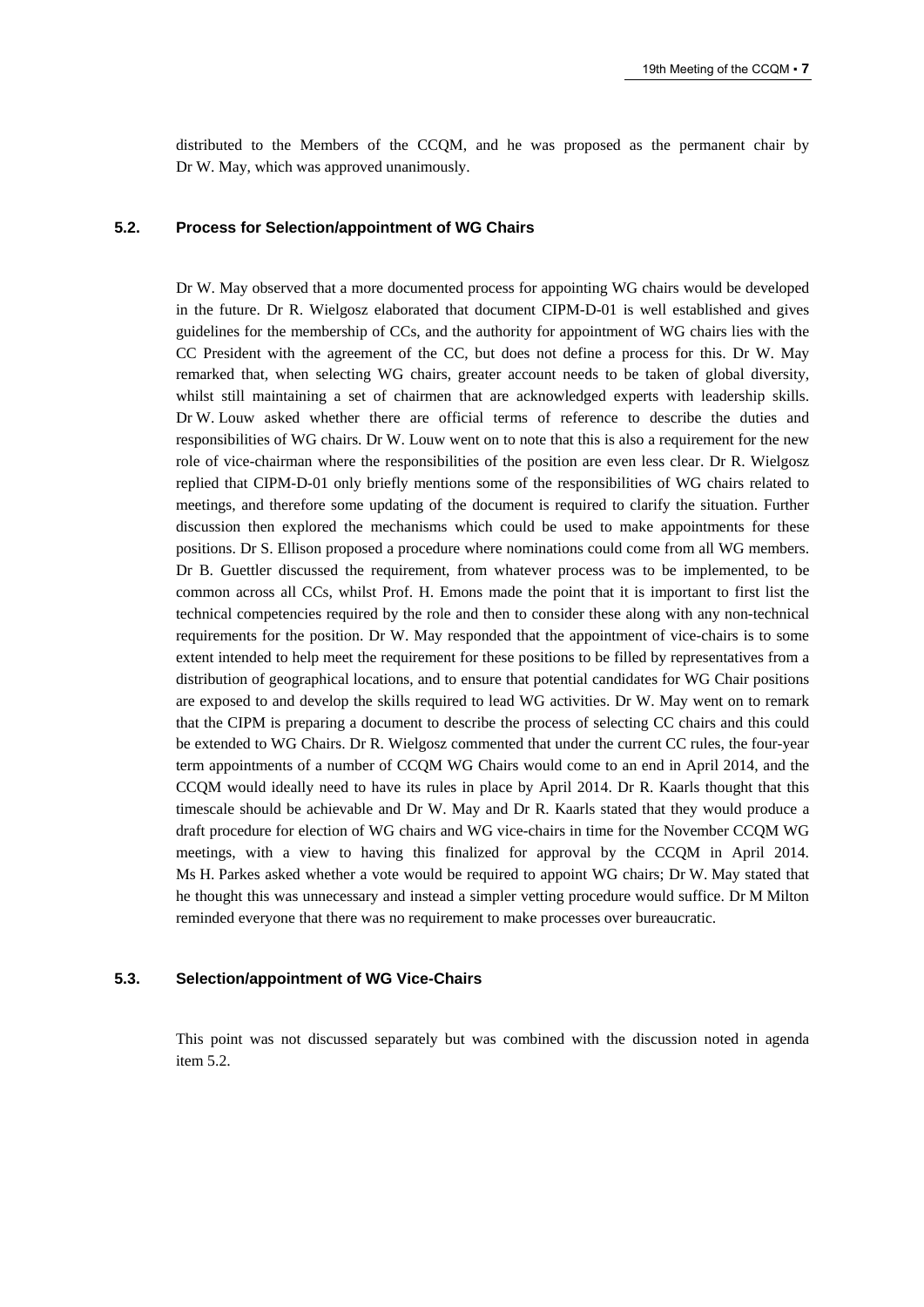distributed to the Members of the CCQM, and he was proposed as the permanent chair by Dr W. May, which was approved unanimously.

### 5.2. Process for Selection/appointment of WG Chairs

Dr W. May observed that a more documented process for appointing WG chairs would be developed in the future. Dr R. Wielgosz elaborated that document CIPM-D-01 is well established and gives guidelines for the membership of CCs, and the authority for appointment of WG chairs lies with the CC President with the agreement of the CC, but does not define a process for this. Dr W. May remarked that, when selecting WG chairs, greater account needs to be taken of global diversity, whilst still maintaining a set of chairmen that are acknowledged experts with leadership skills. Dr W. Louw asked whether there are official terms of reference to describe the duties and responsibilities of WG chairs. Dr W. Louw went on to note that this is also a requirement for the new role of vice-chairman where the responsibilities of the position are even less clear. Dr R. Wielgosz replied that CIPM-D-01 only briefly mentions some of the responsibilities of WG chairs related to meetings, and therefore some updating of the document is required to clarify the situation. Further discussion then explored the mechanisms which could be used to make appointments for these positions. Dr S. Ellison proposed a procedure where nominations could come from all WG members. Dr B. Guettler discussed the requirement, from whatever process was to be implemented, to be common across all CCs, whilst Prof. H. Emons made the point that it is important to first list the technical competencies required by the role and then to consider these along with any non-technical requirements for the position. Dr W. May responded that the appointment of vice-chairs is to some extent intended to help meet the requirement for these positions to be filled by representatives from a distribution of geographical locations, and to ensure that potential candidates for WG Chair positions are exposed to and develop the skills required to lead WG activities. Dr W. May went on to remark that the CIPM is preparing a document to describe the process of selecting CC chairs and this could be extended to WG Chairs. Dr R. Wielgosz commented that under the current CC rules, the four-year term appointments of a number of CCQM WG Chairs would come to an end in April 2014, and the CCQM would ideally need to have its rules in place by April 2014. Dr R. Kaarls thought that this timescale should be achievable and Dr W. May and Dr R. Kaarls stated that they would produce a draft procedure for election of WG chairs and WG vice-chairs in time for the November CCQM WG meetings, with a view to having this finalized for approval by the CCQM in April 2014. Ms H. Parkes asked whether a vote would be required to appoint WG chairs; Dr W. May stated that he thought this was unnecessary and instead a simpler vetting procedure would suffice. Dr M Milton reminded everyone that there was no requirement to make processes over bureaucratic.

### 5.3. Selection/appointment of WG Vice-Chairs

This point was not discussed separately but was combined with the discussion noted in agenda item 5.2.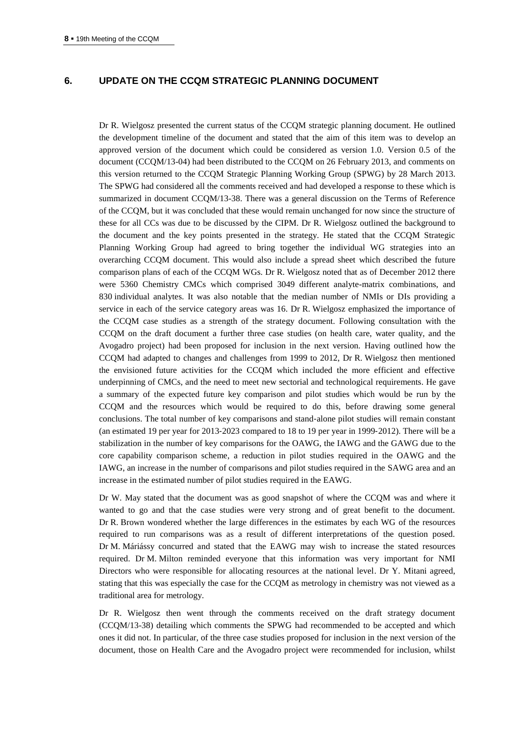## 6. UPDATE ON THE CCQM STRATEGIC PLANNING DOCUMENT

Dr R. Wielgosz presented the current status of the CCQM strategic planning document. He outlined the development timeline of the document and stated that the aim of this item was to develop an approved version of the document which could be considered as version 1.0. Version 0.5 of the document (CCQM/13-04) had been distributed to the CCQM on 26 February 2013, and comments on this version returned to the CCQM Strategic Planning Working Group (SPWG) by 28 March 2013. The SPWG had considered all the comments received and had developed a response to these which is summarized in document CCQM/13-38. There was a general discussion on the Terms of Reference of the CCQM, but it was concluded that these would remain unchanged for now since the structure of these for all CCs was due to be discussed by the CIPM. Dr R. Wielgosz outlined the background to the document and the key points presented in the strategy. He stated that the CCQM Strategic Planning Working Group had agreed to bring together the individual WG strategies into an overarching CCQM document. This would also include a spread sheet which described the future comparison plans of each of the CCQM WGs. Dr R. Wielgosz noted that as of December 2012 there were 5360 Chemistry CMCs which comprised 3049 different analyte-matrix combinations, and 830 individual analytes. It was also notable that the median number of NMIs or DIs providing a service in each of the service category areas was 16. Dr R. Wielgosz emphasized the importance of the CCQM case studies as a strength of the strategy document. Following consultation with the CCQM on the draft document a further three case studies (on health care, water quality, and the Avogadro project) had been proposed for inclusion in the next version. Having outlined how the CCQM had adapted to changes and challenges from 1999 to 2012, Dr R. Wielgosz then mentioned the envisioned future activities for the CCQM which included the more efficient and effective underpinning of CMCs, and the need to meet new sectorial and technological requirements. He gave a summary of the expected future key comparison and pilot studies which would be run by the CCQM and the resources which would be required to do this, before drawing some general conclusions. The total number of key comparisons and stand-alone pilot studies will remain constant (an estimated 19 per year for 2013-2023 compared to 18 to 19 per year in 1999-2012). There will be a stabilization in the number of key comparisons for the OAWG, the IAWG and the GAWG due to the core capability comparison scheme, a reduction in pilot studies required in the OAWG and the IAWG, an increase in the number of comparisons and pilot studies required in the SAWG area and an increase in the estimated number of pilot studies required in the EAWG.

Dr W. May stated that the document was as good snapshot of where the CCQM was and where it wanted to go and that the case studies were very strong and of great benefit to the document. Dr R. Brown wondered whether the large differences in the estimates by each WG of the resources required to run comparisons was as a result of different interpretations of the question posed. Dr M. Máriássy concurred and stated that the EAWG may wish to increase the stated resources required. Dr M. Milton reminded everyone that this information was very important for NMI Directors who were responsible for allocating resources at the national level. Dr Y. Mitani agreed, stating that this was especially the case for the CCQM as metrology in chemistry was not viewed as a traditional area for metrology.

Dr R. Wielgosz then went through the comments received on the draft strategy document (CCQM/13-38) detailing which comments the SPWG had recommended to be accepted and which ones it did not. In particular, of the three case studies proposed for inclusion in the next version of the document, those on Health Care and the Avogadro project were recommended for inclusion, whilst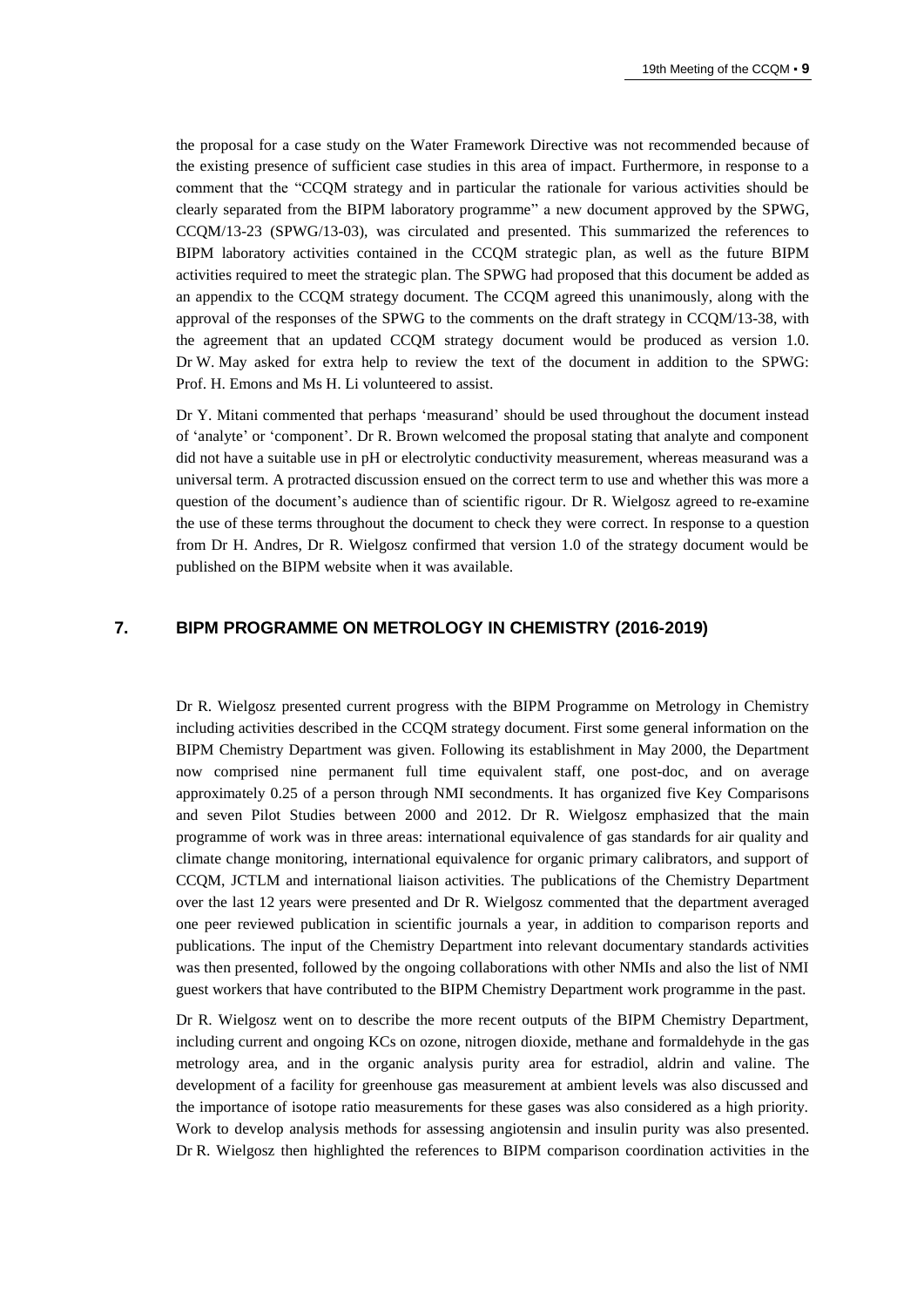the proposal for a case study on the Water Framework Directive was not recommended because of the existing presence of sufficient case studies in this area of impact. Furthermore, in response to a comment that the "CCQM strategy and in particular the rationale for various activities should be clearly separated from the BIPM laboratory programme" a new document approved by the SPWG, CCQM/13-23 (SPWG/13-03), was circulated and presented. This summarized the references to BIPM laboratory activities contained in the CCQM strategic plan, as well as the future BIPM activities required to meet the strategic plan. The SPWG had proposed that this document be added as an appendix to the CCQM strategy document. The CCQM agreed this unanimously, along with the approval of the responses of the SPWG to the comments on the draft strategy in CCQM/13-38, with the agreement that an updated CCQM strategy document would be produced as version 1.0. Dr W. May asked for extra help to review the text of the document in addition to the SPWG: Prof. H. Emons and Ms H. Li volunteered to assist.

Dr Y. Mitani commented that perhaps 'measurand' should be used throughout the document instead of 'analyte' or 'component'. Dr R. Brown welcomed the proposal stating that analyte and component did not have a suitable use in pH or electrolytic conductivity measurement, whereas measurand was a universal term. A protracted discussion ensued on the correct term to use and whether this was more a question of the document's audience than of scientific rigour. Dr R. Wielgosz agreed to re-examine the use of these terms throughout the document to check they were correct. In response to a question from Dr H. Andres, Dr R. Wielgosz confirmed that version 1.0 of the strategy document would be published on the BIPM website when it was available.

## 7. BIPM PROGRAMME ON METROLOGY IN CHEMISTRY (2016-2019)

Dr R. Wielgosz presented current progress with the BIPM Programme on Metrology in Chemistry including activities described in the CCQM strategy document. First some general information on the BIPM Chemistry Department was given. Following its establishment in May 2000, the Department now comprised nine permanent full time equivalent staff, one post-doc, and on average approximately 0.25 of a person through NMI secondments. It has organized five Key Comparisons and seven Pilot Studies between 2000 and 2012. Dr R. Wielgosz emphasized that the main programme of work was in three areas: international equivalence of gas standards for air quality and climate change monitoring, international equivalence for organic primary calibrators, and support of CCQM, JCTLM and international liaison activities. The publications of the Chemistry Department over the last 12 years were presented and Dr R. Wielgosz commented that the department averaged one peer reviewed publication in scientific journals a year, in addition to comparison reports and publications. The input of the Chemistry Department into relevant documentary standards activities was then presented, followed by the ongoing collaborations with other NMIs and also the list of NMI guest workers that have contributed to the BIPM Chemistry Department work programme in the past.

Dr R. Wielgosz went on to describe the more recent outputs of the BIPM Chemistry Department, including current and ongoing KCs on ozone, nitrogen dioxide, methane and formaldehyde in the gas metrology area, and in the organic analysis purity area for estradiol, aldrin and valine. The development of a facility for greenhouse gas measurement at ambient levels was also discussed and the importance of isotope ratio measurements for these gases was also considered as a high priority. Work to develop analysis methods for assessing angiotensin and insulin purity was also presented. Dr R. Wielgosz then highlighted the references to BIPM comparison coordination activities in the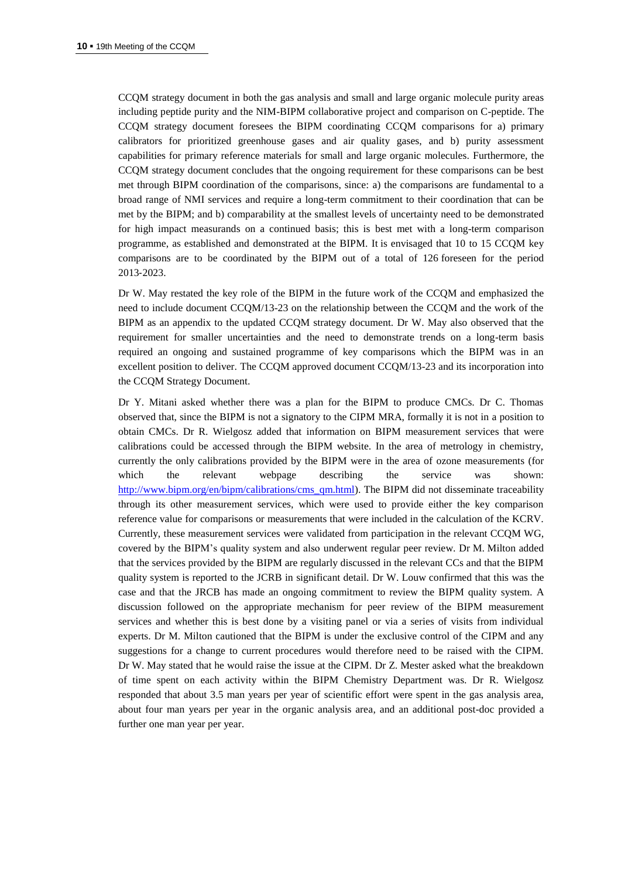CCQM strategy document in both the gas analysis and small and large organic molecule purity areas including peptide purity and the NIM-BIPM collaborative project and comparison on C-peptide. The CCQM strategy document foresees the BIPM coordinating CCQM comparisons for a) primary calibrators for prioritized greenhouse gases and air quality gases, and b) purity assessment capabilities for primary reference materials for small and large organic molecules. Furthermore, the CCQM strategy document concludes that the ongoing requirement for these comparisons can be best met through BIPM coordination of the comparisons, since: a) the comparisons are fundamental to a broad range of NMI services and require a long-term commitment to their coordination that can be met by the BIPM; and b) comparability at the smallest levels of uncertainty need to be demonstrated for high impact measurands on a continued basis; this is best met with a long-term comparison programme, as established and demonstrated at the BIPM. It is envisaged that 10 to 15 CCQM key comparisons are to be coordinated by the BIPM out of a total of 126 foreseen for the period 2013-2023.

Dr W. May restated the key role of the BIPM in the future work of the CCQM and emphasized the need to include document CCQM/13-23 on the relationship between the CCQM and the work of the BIPM as an appendix to the updated CCQM strategy document. Dr W. May also observed that the requirement for smaller uncertainties and the need to demonstrate trends on a long-term basis required an ongoing and sustained programme of key comparisons which the BIPM was in an excellent position to deliver. The CCQM approved document CCQM/13-23 and its incorporation into the CCQM Strategy Document.

Dr Y. Mitani asked whether there was a plan for the BIPM to produce CMCs. Dr C. Thomas observed that, since the BIPM is not a signatory to the CIPM MRA, formally it is not in a position to obtain CMCs. Dr R. Wielgosz added that information on BIPM measurement services that were calibrations could be accessed through the BIPM website. In the area of metrology in chemistry, currently the only calibrations provided by the BIPM were in the area of ozone measurements (for which the relevant webpage describing the service was shown: http://www.bipm.org/en/bipm/calibrations/cms_qm.html). The BIPM did not disseminate traceability through its other measurement services, which were used to provide either the key comparison reference value for comparisons or measurements that were included in the calculation of the KCRV. Currently, these measurement services were validated from participation in the relevant CCQM WG, covered by the BIPM's quality system and also underwent regular peer review. Dr M. Milton added that the services provided by the BIPM are regularly discussed in the relevant CCs and that the BIPM quality system is reported to the JCRB in significant detail. Dr W. Louw confirmed that this was the case and that the JRCB has made an ongoing commitment to review the BIPM quality system. A discussion followed on the appropriate mechanism for peer review of the BIPM measurement services and whether this is best done by a visiting panel or via a series of visits from individual experts. Dr M. Milton cautioned that the BIPM is under the exclusive control of the CIPM and any suggestions for a change to current procedures would therefore need to be raised with the CIPM. Dr W. May stated that he would raise the issue at the CIPM. Dr Z. Mester asked what the breakdown of time spent on each activity within the BIPM Chemistry Department was. Dr R. Wielgosz responded that about 3.5 man years per year of scientific effort were spent in the gas analysis area, about four man years per year in the organic analysis area, and an additional post-doc provided a further one man year per year.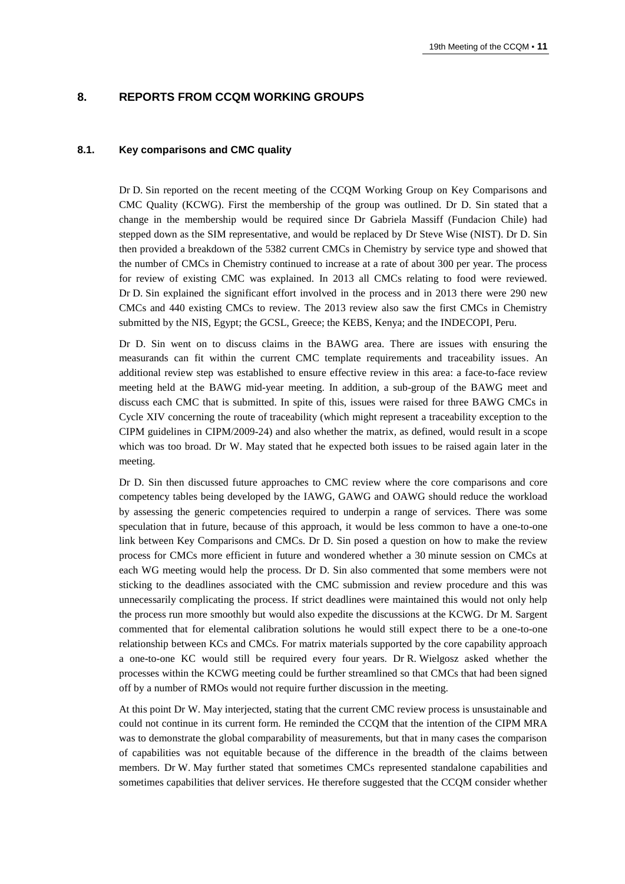## 8. REPORTS FROM CCQM WORKING GROUPS

### 8.1. Key comparisons and CMC quality

Dr D. Sin reported on the recent meeting of the CCQM Working Group on Key Comparisons and CMC Quality (KCWG). First the membership of the group was outlined. Dr D. Sin stated that a change in the membership would be required since Dr Gabriela Massiff (Fundacion Chile) had stepped down as the SIM representative, and would be replaced by Dr Steve Wise (NIST). Dr D. Sin then provided a breakdown of the 5382 current CMCs in Chemistry by service type and showed that the number of CMCs in Chemistry continued to increase at a rate of about 300 per year. The process for review of existing CMC was explained. In 2013 all CMCs relating to food were reviewed. Dr D. Sin explained the significant effort involved in the process and in 2013 there were 290 new CMCs and 440 existing CMCs to review. The 2013 review also saw the first CMCs in Chemistry submitted by the NIS, Egypt; the GCSL, Greece; the KEBS, Kenya; and the INDECOPI, Peru.

Dr D. Sin went on to discuss claims in the BAWG area. There are issues with ensuring the measurands can fit within the current CMC template requirements and traceability issues. An additional review step was established to ensure effective review in this area: a face-to-face review meeting held at the BAWG mid-year meeting. In addition, a sub-group of the BAWG meet and discuss each CMC that is submitted. In spite of this, issues were raised for three BAWG CMCs in Cycle XIV concerning the route of traceability (which might represent a traceability exception to the CIPM guidelines in CIPM/2009-24) and also whether the matrix, as defined, would result in a scope which was too broad. Dr W. May stated that he expected both issues to be raised again later in the meeting.

Dr D. Sin then discussed future approaches to CMC review where the core comparisons and core competency tables being developed by the IAWG, GAWG and OAWG should reduce the workload by assessing the generic competencies required to underpin a range of services. There was some speculation that in future, because of this approach, it would be less common to have a one-to-one link between Key Comparisons and CMCs. Dr D. Sin posed a question on how to make the review process for CMCs more efficient in future and wondered whether a 30 minute session on CMCs at each WG meeting would help the process. Dr D. Sin also commented that some members were not sticking to the deadlines associated with the CMC submission and review procedure and this was unnecessarily complicating the process. If strict deadlines were maintained this would not only help the process run more smoothly but would also expedite the discussions at the KCWG. Dr M. Sargent commented that for elemental calibration solutions he would still expect there to be a one-to-one relationship between KCs and CMCs. For matrix materials supported by the core capability approach a one-to-one KC would still be required every four years. Dr R. Wielgosz asked whether the processes within the KCWG meeting could be further streamlined so that CMCs that had been signed off by a number of RMOs would not require further discussion in the meeting.

At this point Dr W. May interjected, stating that the current CMC review process is unsustainable and could not continue in its current form. He reminded the CCQM that the intention of the CIPM MRA was to demonstrate the global comparability of measurements, but that in many cases the comparison of capabilities was not equitable because of the difference in the breadth of the claims between members. Dr W. May further stated that sometimes CMCs represented standalone capabilities and sometimes capabilities that deliver services. He therefore suggested that the CCQM consider whether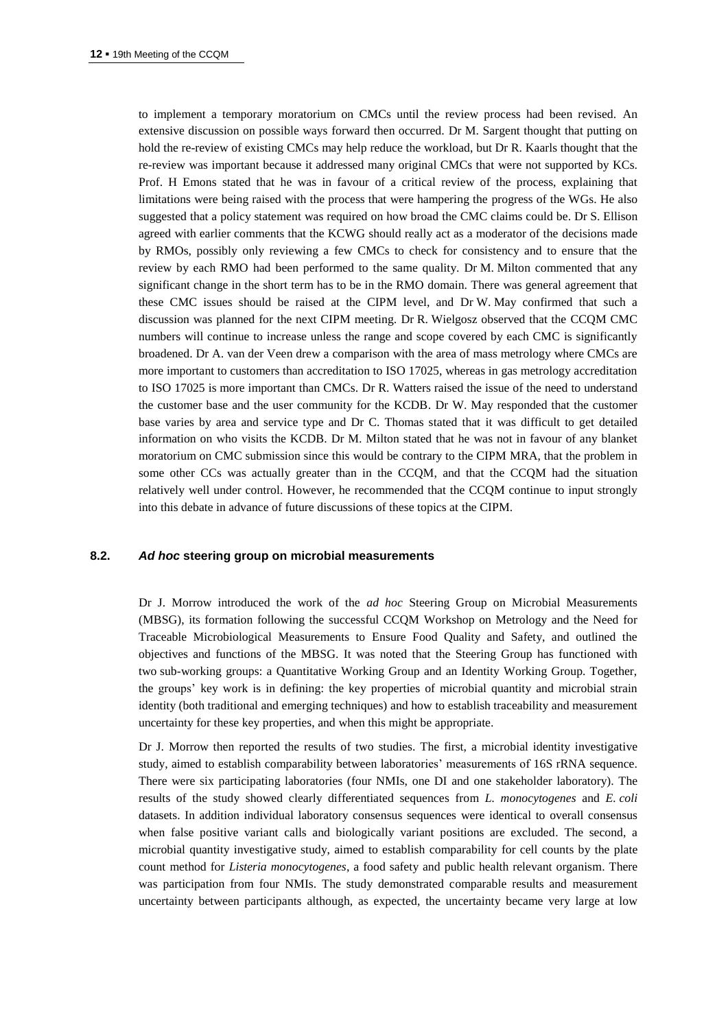to implement a temporary moratorium on CMCs until the review process had been revised. An extensive discussion on possible ways forward then occurred. Dr M. Sargent thought that putting on hold the re-review of existing CMCs may help reduce the workload, but Dr R. Kaarls thought that the re-review was important because it addressed many original CMCs that were not supported by KCs. Prof. H Emons stated that he was in favour of a critical review of the process, explaining that limitations were being raised with the process that were hampering the progress of the WGs. He also suggested that a policy statement was required on how broad the CMC claims could be. Dr S. Ellison agreed with earlier comments that the KCWG should really act as a moderator of the decisions made by RMOs, possibly only reviewing a few CMCs to check for consistency and to ensure that the review by each RMO had been performed to the same quality. Dr M. Milton commented that any significant change in the short term has to be in the RMO domain. There was general agreement that these CMC issues should be raised at the CIPM level, and Dr W. May confirmed that such a discussion was planned for the next CIPM meeting. Dr R. Wielgosz observed that the CCQM CMC numbers will continue to increase unless the range and scope covered by each CMC is significantly broadened. Dr A. van der Veen drew a comparison with the area of mass metrology where CMCs are more important to customers than accreditation to ISO 17025, whereas in gas metrology accreditation to ISO 17025 is more important than CMCs. Dr R. Watters raised the issue of the need to understand the customer base and the user community for the KCDB. Dr W. May responded that the customer base varies by area and service type and Dr C. Thomas stated that it was difficult to get detailed information on who visits the KCDB. Dr M. Milton stated that he was not in favour of any blanket moratorium on CMC submission since this would be contrary to the CIPM MRA, that the problem in some other CCs was actually greater than in the CCQM, and that the CCQM had the situation relatively well under control. However, he recommended that the CCQM continue to input strongly into this debate in advance of future discussions of these topics at the CIPM.

### 8.2. *Ad hoc* steering group on microbial measurements

Dr J. Morrow introduced the work of the *ad hoc* Steering Group on Microbial Measurements (MBSG), its formation following the successful CCQM Workshop on Metrology and the Need for Traceable Microbiological Measurements to Ensure Food Quality and Safety, and outlined the objectives and functions of the MBSG. It was noted that the Steering Group has functioned with two sub-working groups: a Quantitative Working Group and an Identity Working Group. Together, the groups' key work is in defining: the key properties of microbial quantity and microbial strain identity (both traditional and emerging techniques) and how to establish traceability and measurement uncertainty for these key properties, and when this might be appropriate.

Dr J. Morrow then reported the results of two studies. The first, a microbial identity investigative study, aimed to establish comparability between laboratories' measurements of 16S rRNA sequence. There were six participating laboratories (four NMIs, one DI and one stakeholder laboratory). The results of the study showed clearly differentiated sequences from *L. monocytogenes* and *E. coli* datasets. In addition individual laboratory consensus sequences were identical to overall consensus when false positive variant calls and biologically variant positions are excluded. The second, a microbial quantity investigative study, aimed to establish comparability for cell counts by the plate count method for *Listeria monocytogenes*, a food safety and public health relevant organism. There was participation from four NMIs. The study demonstrated comparable results and measurement uncertainty between participants although, as expected, the uncertainty became very large at low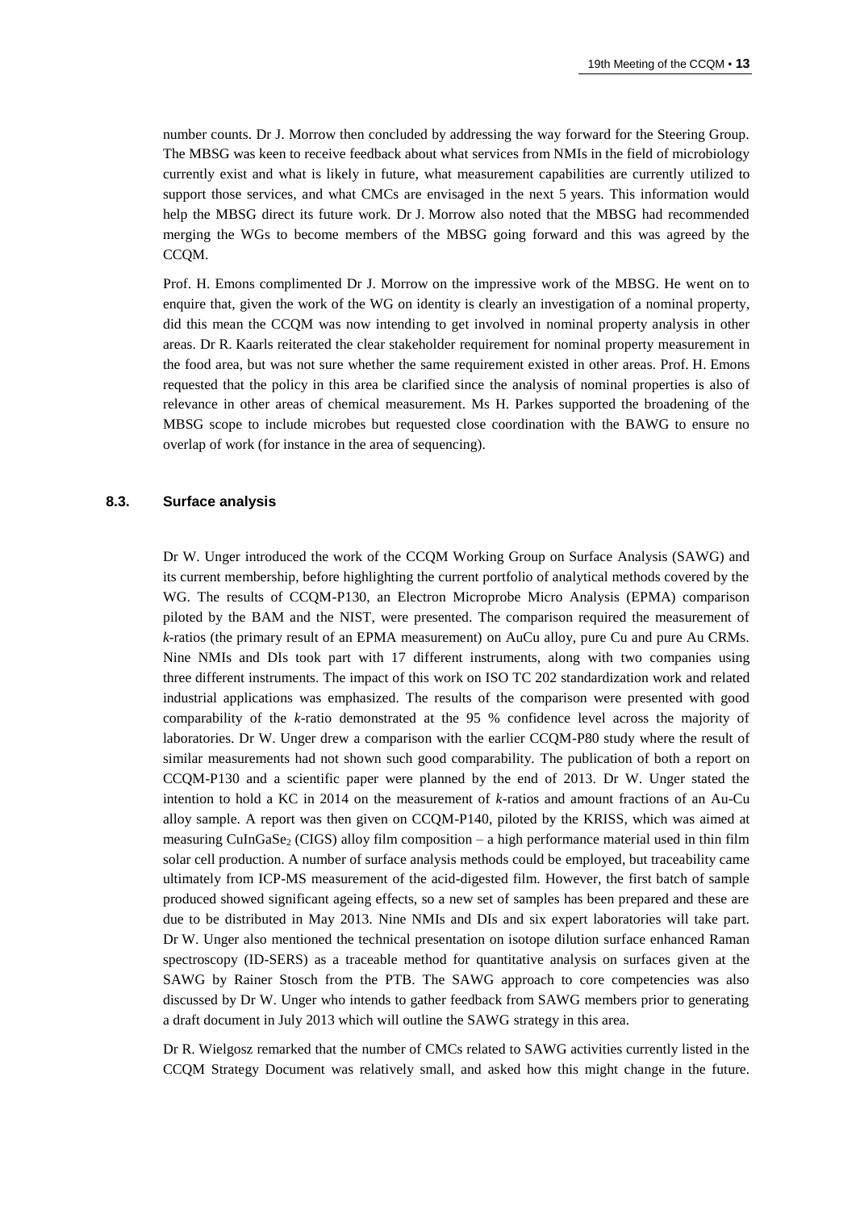number counts. Dr J. Morrow then concluded by addressing the way forward for the Steering Group. The MBSG was keen to receive feedback about what services from NMIs in the field of microbiology currently exist and what is likely in future, what measurement capabilities are currently utilized to support those services, and what CMCs are envisaged in the next 5 years. This information would help the MBSG direct its future work. Dr J. Morrow also noted that the MBSG had recommended merging the WGs to become members of the MBSG going forward and this was agreed by the CCQM.

Prof. H. Emons complimented Dr J. Morrow on the impressive work of the MBSG. He went on to enquire that, given the work of the WG on identity is clearly an investigation of a nominal property, did this mean the CCQM was now intending to get involved in nominal property analysis in other areas. Dr R. Kaarls reiterated the clear stakeholder requirement for nominal property measurement in the food area, but was not sure whether the same requirement existed in other areas. Prof. H. Emons requested that the policy in this area be clarified since the analysis of nominal properties is also of relevance in other areas of chemical measurement. Ms H. Parkes supported the broadening of the MBSG scope to include microbes but requested close coordination with the BAWG to ensure no overlap of work (for instance in the area of sequencing).

### 8.3. Surface analysis

Dr W. Unger introduced the work of the CCQM Working Group on Surface Analysis (SAWG) and its current membership, before highlighting the current portfolio of analytical methods covered by the WG. The results of CCQM-P130, an Electron Microprobe Micro Analysis (EPMA) comparison piloted by the BAM and the NIST, were presented. The comparison required the measurement of *k*-ratios (the primary result of an EPMA measurement) on AuCu alloy, pure Cu and pure Au CRMs. Nine NMIs and DIs took part with 17 different instruments, along with two companies using three different instruments. The impact of this work on ISO TC 202 standardization work and related industrial applications was emphasized. The results of the comparison were presented with good comparability of the *k*-ratio demonstrated at the 95 % confidence level across the majority of laboratories. Dr W. Unger drew a comparison with the earlier CCQM-P80 study where the result of similar measurements had not shown such good comparability. The publication of both a report on CCQM-P130 and a scientific paper were planned by the end of 2013. Dr W. Unger stated the intention to hold a KC in 2014 on the measurement of *k*-ratios and amount fractions of an Au-Cu alloy sample. A report was then given on CCQM-P140, piloted by the KRISS, which was aimed at measuring $CuInGaSe_2$ (CIGS) alloy film composition – a high performance material used in thin film solar cell production. A number of surface analysis methods could be employed, but traceability came ultimately from ICP-MS measurement of the acid-digested film. However, the first batch of sample produced showed significant ageing effects, so a new set of samples has been prepared and these are due to be distributed in May 2013. Nine NMIs and DIs and six expert laboratories will take part. Dr W. Unger also mentioned the technical presentation on isotope dilution surface enhanced Raman spectroscopy (ID-SERS) as a traceable method for quantitative analysis on surfaces given at the SAWG by Rainer Stosch from the PTB. The SAWG approach to core competencies was also discussed by Dr W. Unger who intends to gather feedback from SAWG members prior to generating a draft document in July 2013 which will outline the SAWG strategy in this area.

Dr R. Wielgosz remarked that the number of CMCs related to SAWG activities currently listed in the CCQM Strategy Document was relatively small, and asked how this might change in the future.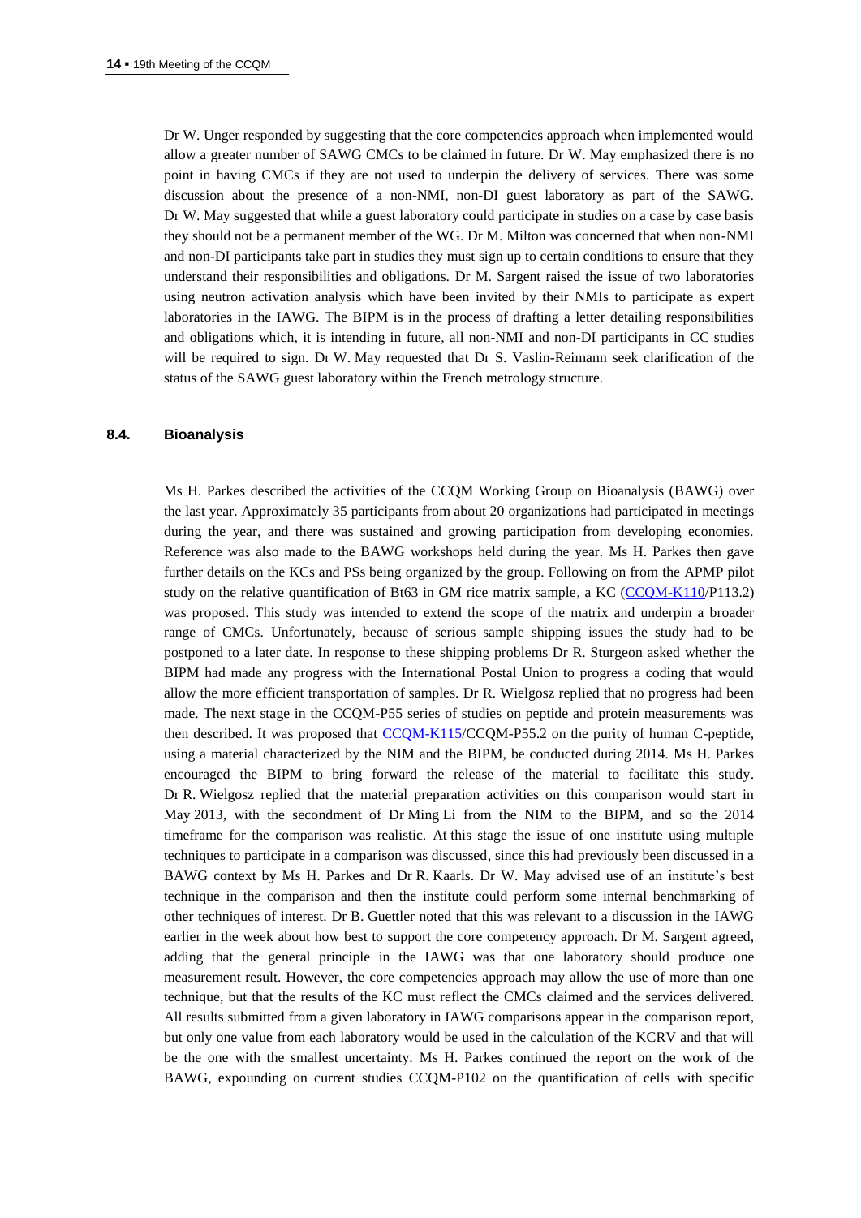Dr W. Unger responded by suggesting that the core competencies approach when implemented would allow a greater number of SAWG CMCs to be claimed in future. Dr W. May emphasized there is no point in having CMCs if they are not used to underpin the delivery of services. There was some discussion about the presence of a non-NMI, non-DI guest laboratory as part of the SAWG. Dr W. May suggested that while a guest laboratory could participate in studies on a case by case basis they should not be a permanent member of the WG. Dr M. Milton was concerned that when non-NMI and non-DI participants take part in studies they must sign up to certain conditions to ensure that they understand their responsibilities and obligations. Dr M. Sargent raised the issue of two laboratories using neutron activation analysis which have been invited by their NMIs to participate as expert laboratories in the IAWG. The BIPM is in the process of drafting a letter detailing responsibilities and obligations which, it is intending in future, all non-NMI and non-DI participants in CC studies will be required to sign. Dr W. May requested that Dr S. Vaslin-Reimann seek clarification of the status of the SAWG guest laboratory within the French metrology structure.

## 8.4. Bioanalysis

Ms H. Parkes described the activities of the CCQM Working Group on Bioanalysis (BAWG) over the last year. Approximately 35 participants from about 20 organizations had participated in meetings during the year, and there was sustained and growing participation from developing economies. Reference was also made to the BAWG workshops held during the year. Ms H. Parkes then gave further details on the KCs and PSs being organized by the group. Following on from the APMP pilot study on the relative quantification of Bt63 in GM rice matrix sample, a KC (CCQM-K110/P113.2) was proposed. This study was intended to extend the scope of the matrix and underpin a broader range of CMCs. Unfortunately, because of serious sample shipping issues the study had to be postponed to a later date. In response to these shipping problems Dr R. Sturgeon asked whether the BIPM had made any progress with the International Postal Union to progress a coding that would allow the more efficient transportation of samples. Dr R. Wielgosz replied that no progress had been made. The next stage in the CCQM-P55 series of studies on peptide and protein measurements was then described. It was proposed that CCQM-K115/CCQM-P55.2 on the purity of human C-peptide, using a material characterized by the NIM and the BIPM, be conducted during 2014. Ms H. Parkes encouraged the BIPM to bring forward the release of the material to facilitate this study. Dr R. Wielgosz replied that the material preparation activities on this comparison would start in May 2013, with the secondment of Dr Ming Li from the NIM to the BIPM, and so the 2014 timeframe for the comparison was realistic. At this stage the issue of one institute using multiple techniques to participate in a comparison was discussed, since this had previously been discussed in a BAWG context by Ms H. Parkes and Dr R. Kaarls. Dr W. May advised use of an institute's best technique in the comparison and then the institute could perform some internal benchmarking of other techniques of interest. Dr B. Guettler noted that this was relevant to a discussion in the IAWG earlier in the week about how best to support the core competency approach. Dr M. Sargent agreed, adding that the general principle in the IAWG was that one laboratory should produce one measurement result. However, the core competencies approach may allow the use of more than one technique, but that the results of the KC must reflect the CMCs claimed and the services delivered. All results submitted from a given laboratory in IAWG comparisons appear in the comparison report, but only one value from each laboratory would be used in the calculation of the KCRV and that will be the one with the smallest uncertainty. Ms H. Parkes continued the report on the work of the BAWG, expounding on current studies CCQM-P102 on the quantification of cells with specific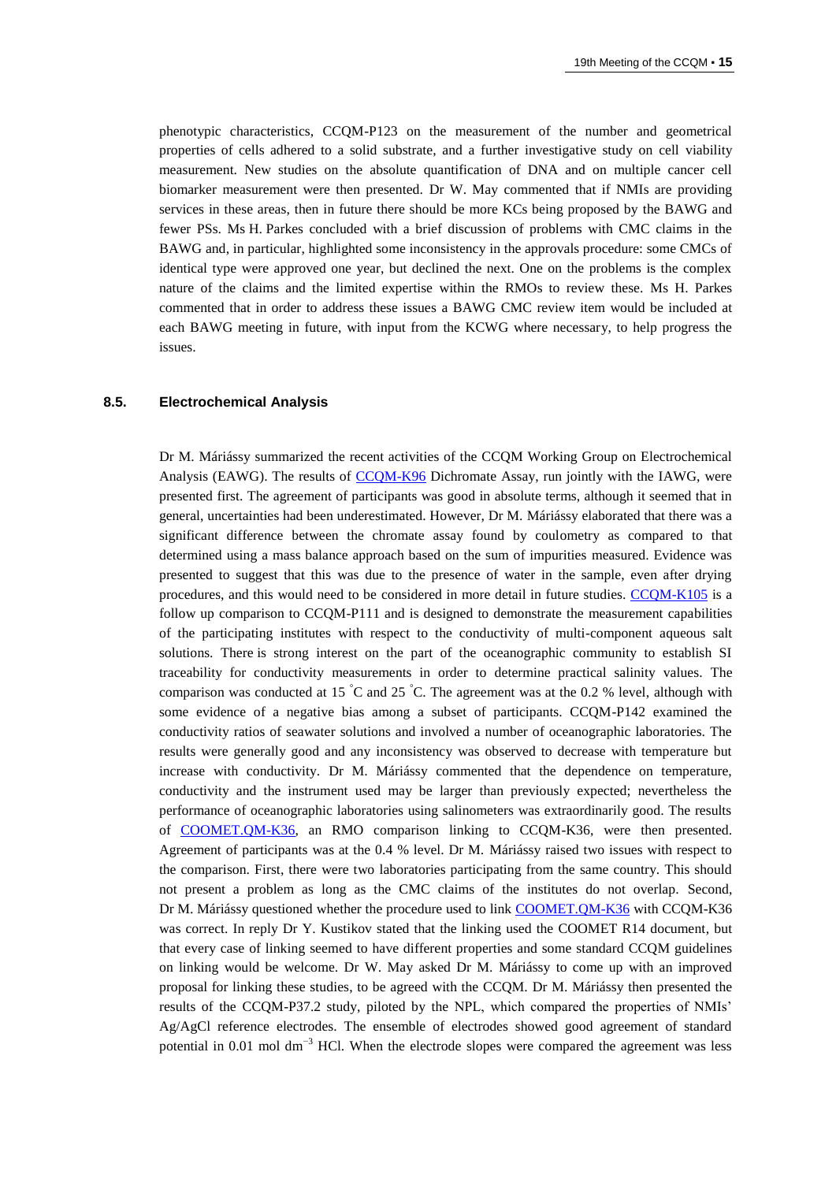phenotypic characteristics, CCQM-P123 on the measurement of the number and geometrical properties of cells adhered to a solid substrate, and a further investigative study on cell viability measurement. New studies on the absolute quantification of DNA and on multiple cancer cell biomarker measurement were then presented. Dr W. May commented that if NMIs are providing services in these areas, then in future there should be more KCs being proposed by the BAWG and fewer PSs. Ms H. Parkes concluded with a brief discussion of problems with CMC claims in the BAWG and, in particular, highlighted some inconsistency in the approvals procedure: some CMCs of identical type were approved one year, but declined the next. One on the problems is the complex nature of the claims and the limited expertise within the RMOs to review these. Ms H. Parkes commented that in order to address these issues a BAWG CMC review item would be included at each BAWG meeting in future, with input from the KCWG where necessary, to help progress the issues.

### 8.5. Electrochemical Analysis

Dr M. Máriássy summarized the recent activities of the CCQM Working Group on Electrochemical Analysis (EAWG). The results of CCQM-K96 Dichromate Assay, run jointly with the IAWG, were presented first. The agreement of participants was good in absolute terms, although it seemed that in general, uncertainties had been underestimated. However, Dr M. Máriássy elaborated that there was a significant difference between the chromate assay found by coulometry as compared to that determined using a mass balance approach based on the sum of impurities measured. Evidence was presented to suggest that this was due to the presence of water in the sample, even after drying procedures, and this would need to be considered in more detail in future studies. CCQM-K105 is a follow up comparison to CCQM-P111 and is designed to demonstrate the measurement capabilities of the participating institutes with respect to the conductivity of multi-component aqueous salt solutions. There is strong interest on the part of the oceanographic community to establish SI traceability for conductivity measurements in order to determine practical salinity values. The comparison was conducted at 15 °C and 25 °C. The agreement was at the 0.2 % level, although with some evidence of a negative bias among a subset of participants. CCQM-P142 examined the conductivity ratios of seawater solutions and involved a number of oceanographic laboratories. The results were generally good and any inconsistency was observed to decrease with temperature but increase with conductivity. Dr M. Máriássy commented that the dependence on temperature, conductivity and the instrument used may be larger than previously expected; nevertheless the performance of oceanographic laboratories using salinometers was extraordinarily good. The results of COOMET.QM-K36, an RMO comparison linking to CCQM-K36, were then presented. Agreement of participants was at the 0.4 % level. Dr M. Máriássy raised two issues with respect to the comparison. First, there were two laboratories participating from the same country. This should not present a problem as long as the CMC claims of the institutes do not overlap. Second, Dr M. Máriássy questioned whether the procedure used to link COOMET.QM-K36 with CCQM-K36 was correct. In reply Dr Y. Kustikov stated that the linking used the COOMET R14 document, but that every case of linking seemed to have different properties and some standard CCQM guidelines on linking would be welcome. Dr W. May asked Dr M. Máriássy to come up with an improved proposal for linking these studies, to be agreed with the CCQM. Dr M. Máriássy then presented the results of the CCQM-P37.2 study, piloted by the NPL, which compared the properties of NMIs' Ag/AgCl reference electrodes. The ensemble of electrodes showed good agreement of standard potential in 0.01 mol dm$^{-3}$ HCl. When the electrode slopes were compared the agreement was less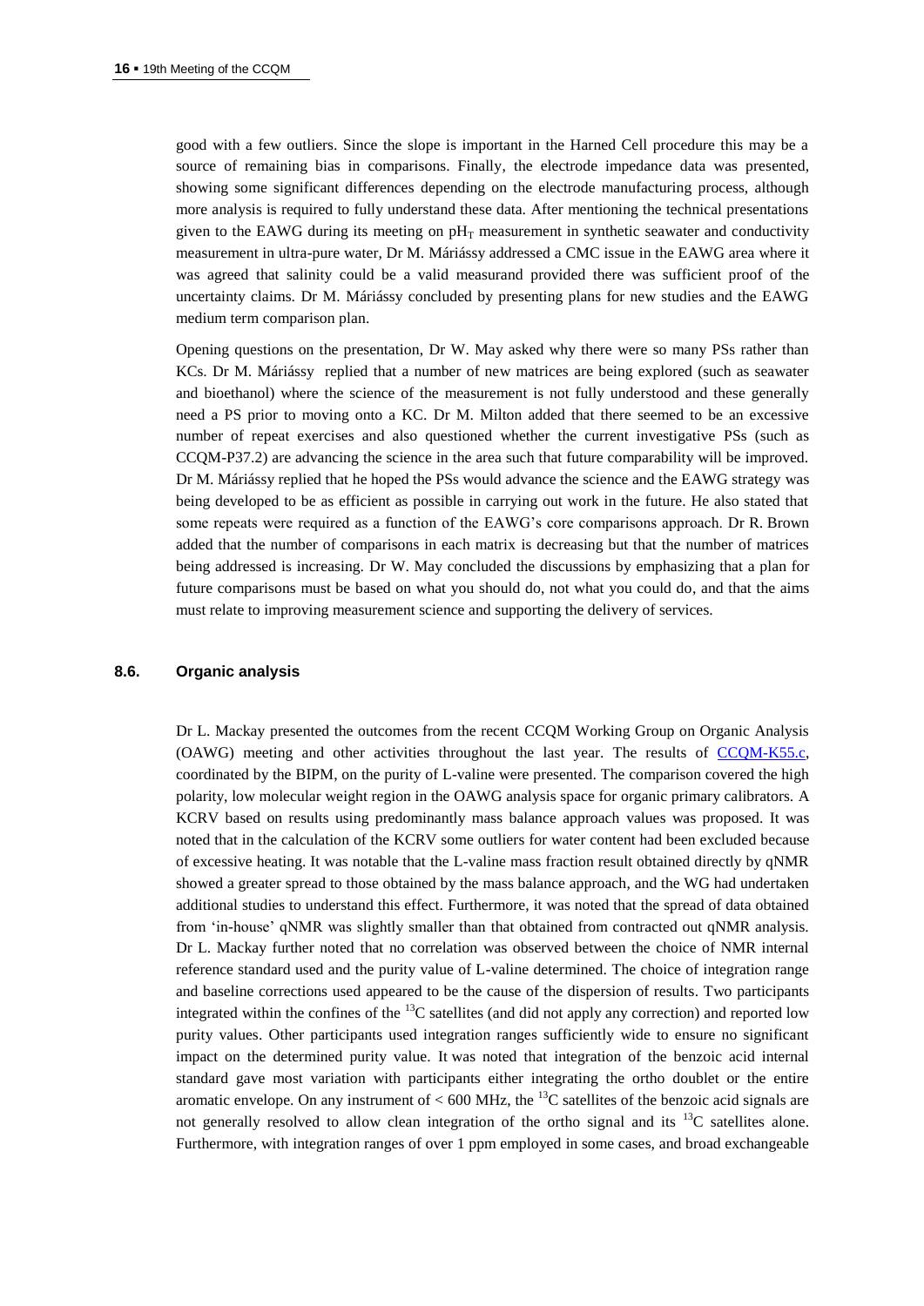good with a few outliers. Since the slope is important in the Harned Cell procedure this may be a source of remaining bias in comparisons. Finally, the electrode impedance data was presented, showing some significant differences depending on the electrode manufacturing process, although more analysis is required to fully understand these data. After mentioning the technical presentations given to the EAWG during its meeting on $pH_T$ measurement in synthetic seawater and conductivity measurement in ultra-pure water, Dr M. Máriássy addressed a CMC issue in the EAWG area where it was agreed that salinity could be a valid measurand provided there was sufficient proof of the uncertainty claims. Dr M. Máriássy concluded by presenting plans for new studies and the EAWG medium term comparison plan.

Opening questions on the presentation, Dr W. May asked why there were so many PSs rather than KCs. Dr M. Máriássy replied that a number of new matrices are being explored (such as seawater and bioethanol) where the science of the measurement is not fully understood and these generally need a PS prior to moving onto a KC. Dr M. Milton added that there seemed to be an excessive number of repeat exercises and also questioned whether the current investigative PSs (such as CCQM-P37.2) are advancing the science in the area such that future comparability will be improved. Dr M. Máriássy replied that he hoped the PSs would advance the science and the EAWG strategy was being developed to be as efficient as possible in carrying out work in the future. He also stated that some repeats were required as a function of the EAWG's core comparisons approach. Dr R. Brown added that the number of comparisons in each matrix is decreasing but that the number of matrices being addressed is increasing. Dr W. May concluded the discussions by emphasizing that a plan for future comparisons must be based on what you should do, not what you could do, and that the aims must relate to improving measurement science and supporting the delivery of services.

### 8.6. Organic analysis

Dr L. Mackay presented the outcomes from the recent CCQM Working Group on Organic Analysis (OAWG) meeting and other activities throughout the last year. The results of CCQM-K55.c, coordinated by the BIPM, on the purity of L-valine were presented. The comparison covered the high polarity, low molecular weight region in the OAWG analysis space for organic primary calibrators. A KCRV based on results using predominantly mass balance approach values was proposed. It was noted that in the calculation of the KCRV some outliers for water content had been excluded because of excessive heating. It was notable that the L-valine mass fraction result obtained directly by qNMR showed a greater spread to those obtained by the mass balance approach, and the WG had undertaken additional studies to understand this effect. Furthermore, it was noted that the spread of data obtained from 'in-house' qNMR was slightly smaller than that obtained from contracted out qNMR analysis. Dr L. Mackay further noted that no correlation was observed between the choice of NMR internal reference standard used and the purity value of L-valine determined. The choice of integration range and baseline corrections used appeared to be the cause of the dispersion of results. Two participants integrated within the confines of the $^{13}C$ satellites (and did not apply any correction) and reported low purity values. Other participants used integration ranges sufficiently wide to ensure no significant impact on the determined purity value. It was noted that integration of the benzoic acid internal standard gave most variation with participants either integrating the ortho doublet or the entire aromatic envelope. On any instrument of $< 600$ MHz, the $^{13}C$ satellites of the benzoic acid signals are not generally resolved to allow clean integration of the ortho signal and its $^{13}C$ satellites alone. Furthermore, with integration ranges of over 1 ppm employed in some cases, and broad exchangeable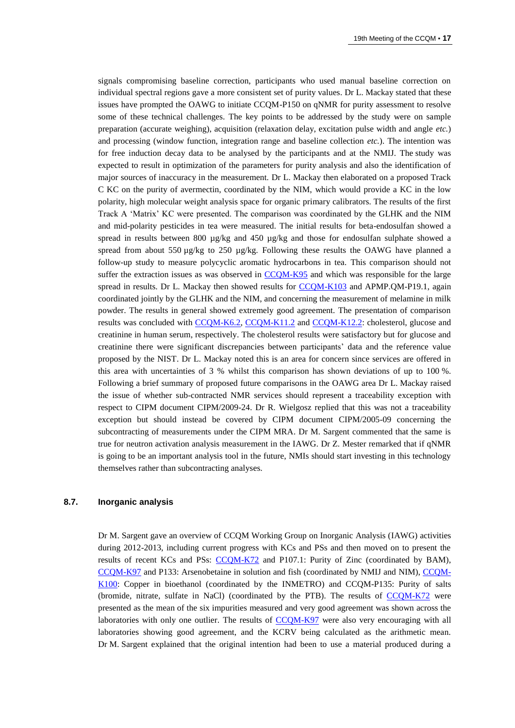signals compromising baseline correction, participants who used manual baseline correction on individual spectral regions gave a more consistent set of purity values. Dr L. Mackay stated that these issues have prompted the OAWG to initiate CCQM-P150 on qNMR for purity assessment to resolve some of these technical challenges. The key points to be addressed by the study were on sample preparation (accurate weighing), acquisition (relaxation delay, excitation pulse width and angle *etc.*) and processing (window function, integration range and baseline collection *etc.*). The intention was for free induction decay data to be analysed by the participants and at the NMIJ. The study was expected to result in optimization of the parameters for purity analysis and also the identification of major sources of inaccuracy in the measurement. Dr L. Mackay then elaborated on a proposed Track C KC on the purity of avermectin, coordinated by the NIM, which would provide a KC in the low polarity, high molecular weight analysis space for organic primary calibrators. The results of the first Track A 'Matrix' KC were presented. The comparison was coordinated by the GLHK and the NIM and mid-polarity pesticides in tea were measured. The initial results for beta-endosulfan showed a spread in results between 800 µg/kg and 450 µg/kg and those for endosulfan sulphate showed a spread from about 550 µg/kg to 250 µg/kg. Following these results the OAWG have planned a follow-up study to measure polycyclic aromatic hydrocarbons in tea. This comparison should not suffer the extraction issues as was observed in CCQM-K95 and which was responsible for the large spread in results. Dr L. Mackay then showed results for CCQM-K103 and APMP.QM-P19.1, again coordinated jointly by the GLHK and the NIM, and concerning the measurement of melamine in milk powder. The results in general showed extremely good agreement. The presentation of comparison results was concluded with CCQM-K6.2, CCQM-K11.2 and CCQM-K12.2: cholesterol, glucose and creatinine in human serum, respectively. The cholesterol results were satisfactory but for glucose and creatinine there were significant discrepancies between participants' data and the reference value proposed by the NIST. Dr L. Mackay noted this is an area for concern since services are offered in this area with uncertainties of 3 % whilst this comparison has shown deviations of up to 100 %. Following a brief summary of proposed future comparisons in the OAWG area Dr L. Mackay raised the issue of whether sub-contracted NMR services should represent a traceability exception with respect to CIPM document CIPM/2009-24. Dr R. Wielgosz replied that this was not a traceability exception but should instead be covered by CIPM document CIPM/2005-09 concerning the subcontracting of measurements under the CIPM MRA. Dr M. Sargent commented that the same is true for neutron activation analysis measurement in the IAWG. Dr Z. Mester remarked that if qNMR is going to be an important analysis tool in the future, NMIs should start investing in this technology themselves rather than subcontracting analyses.

### 8.7. Inorganic analysis

Dr M. Sargent gave an overview of CCQM Working Group on Inorganic Analysis (IAWG) activities during 2012-2013, including current progress with KCs and PSs and then moved on to present the results of recent KCs and PSs: CCQM-K72 and P107.1: Purity of Zinc (coordinated by BAM), CCQM-K97 and P133: Arsenobetaine in solution and fish (coordinated by NMIJ and NIM), CCQM-K100: Copper in bioethanol (coordinated by the INMETRO) and CCQM-P135: Purity of salts (bromide, nitrate, sulfate in NaCl) (coordinated by the PTB). The results of CCQM-K72 were presented as the mean of the six impurities measured and very good agreement was shown across the laboratories with only one outlier. The results of CCQM-K97 were also very encouraging with all laboratories showing good agreement, and the KCRV being calculated as the arithmetic mean. Dr M. Sargent explained that the original intention had been to use a material produced during a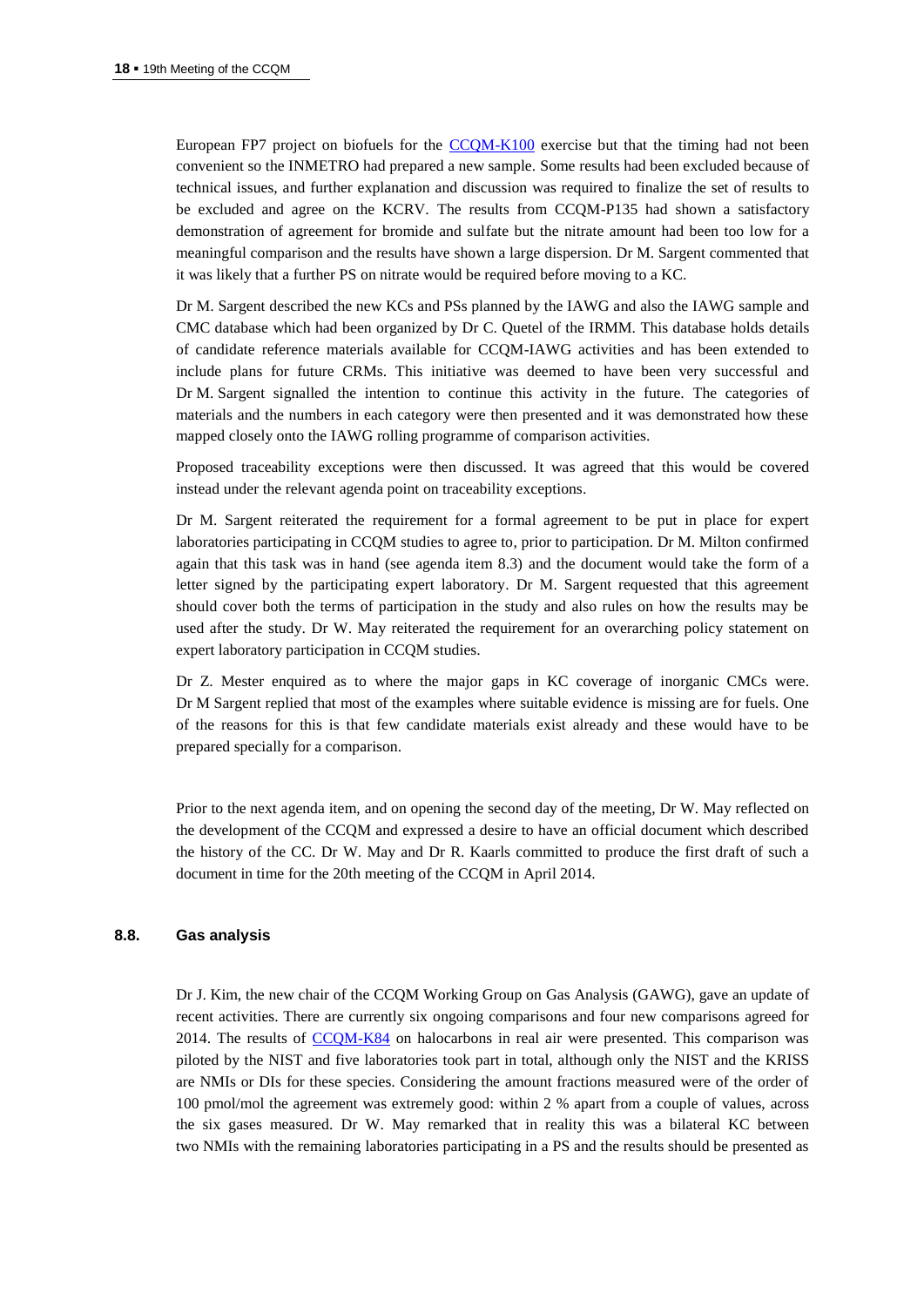European FP7 project on biofuels for the CCQM-K100 exercise but that the timing had not been convenient so the INMETRO had prepared a new sample. Some results had been excluded because of technical issues, and further explanation and discussion was required to finalize the set of results to be excluded and agree on the KCRV. The results from CCQM-P135 had shown a satisfactory demonstration of agreement for bromide and sulfate but the nitrate amount had been too low for a meaningful comparison and the results have shown a large dispersion. Dr M. Sargent commented that it was likely that a further PS on nitrate would be required before moving to a KC.

Dr M. Sargent described the new KCs and PSs planned by the IAWG and also the IAWG sample and CMC database which had been organized by Dr C. Quetel of the IRMM. This database holds details of candidate reference materials available for CCQM-IAWG activities and has been extended to include plans for future CRMs. This initiative was deemed to have been very successful and Dr M. Sargent signalled the intention to continue this activity in the future. The categories of materials and the numbers in each category were then presented and it was demonstrated how these mapped closely onto the IAWG rolling programme of comparison activities.

Proposed traceability exceptions were then discussed. It was agreed that this would be covered instead under the relevant agenda point on traceability exceptions.

Dr M. Sargent reiterated the requirement for a formal agreement to be put in place for expert laboratories participating in CCQM studies to agree to, prior to participation. Dr M. Milton confirmed again that this task was in hand (see agenda item 8.3) and the document would take the form of a letter signed by the participating expert laboratory. Dr M. Sargent requested that this agreement should cover both the terms of participation in the study and also rules on how the results may be used after the study. Dr W. May reiterated the requirement for an overarching policy statement on expert laboratory participation in CCQM studies.

Dr Z. Mester enquired as to where the major gaps in KC coverage of inorganic CMCs were. Dr M Sargent replied that most of the examples where suitable evidence is missing are for fuels. One of the reasons for this is that few candidate materials exist already and these would have to be prepared specially for a comparison.

Prior to the next agenda item, and on opening the second day of the meeting, Dr W. May reflected on the development of the CCQM and expressed a desire to have an official document which described the history of the CC. Dr W. May and Dr R. Kaarls committed to produce the first draft of such a document in time for the 20th meeting of the CCQM in April 2014.

## 8.8. Gas analysis

Dr J. Kim, the new chair of the CCQM Working Group on Gas Analysis (GAWG), gave an update of recent activities. There are currently six ongoing comparisons and four new comparisons agreed for 2014. The results of CCQM-K84 on halocarbons in real air were presented. This comparison was piloted by the NIST and five laboratories took part in total, although only the NIST and the KRISS are NMIs or DIs for these species. Considering the amount fractions measured were of the order of 100 pmol/mol the agreement was extremely good: within 2 % apart from a couple of values, across the six gases measured. Dr W. May remarked that in reality this was a bilateral KC between two NMIs with the remaining laboratories participating in a PS and the results should be presented as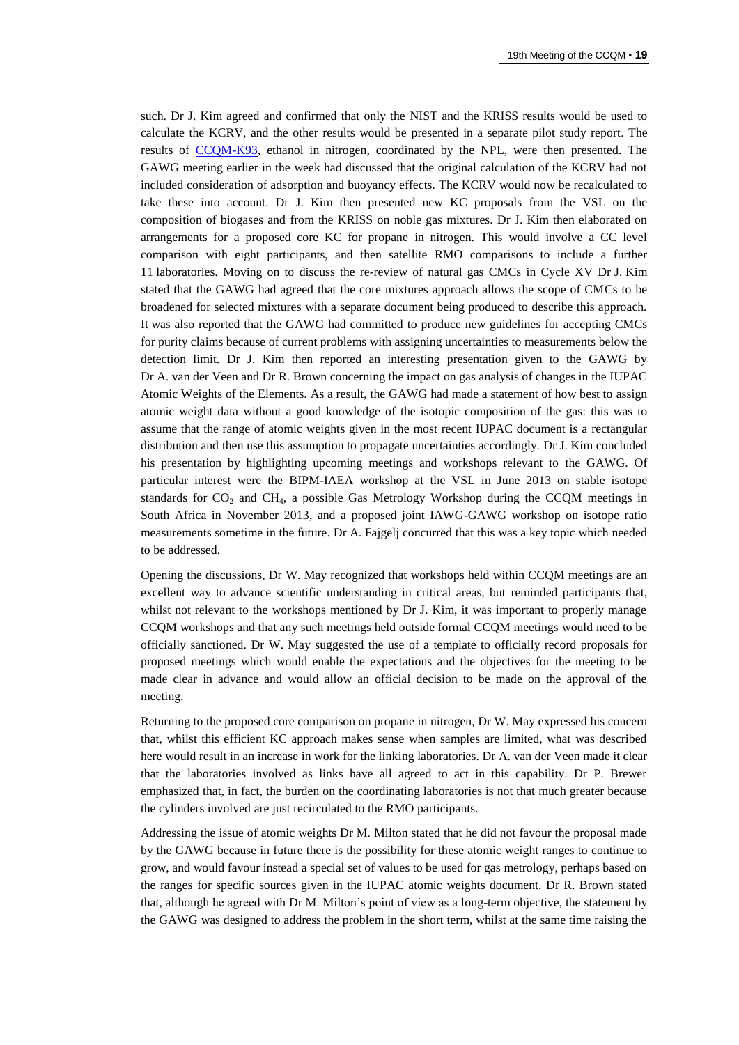such. Dr J. Kim agreed and confirmed that only the NIST and the KRISS results would be used to calculate the KCRV, and the other results would be presented in a separate pilot study report. The results of CCQM-K93, ethanol in nitrogen, coordinated by the NPL, were then presented. The GAWG meeting earlier in the week had discussed that the original calculation of the KCRV had not included consideration of adsorption and buoyancy effects. The KCRV would now be recalculated to take these into account. Dr J. Kim then presented new KC proposals from the VSL on the composition of biogases and from the KRISS on noble gas mixtures. Dr J. Kim then elaborated on arrangements for a proposed core KC for propane in nitrogen. This would involve a CC level comparison with eight participants, and then satellite RMO comparisons to include a further 11 laboratories. Moving on to discuss the re-review of natural gas CMCs in Cycle XV Dr J. Kim stated that the GAWG had agreed that the core mixtures approach allows the scope of CMCs to be broadened for selected mixtures with a separate document being produced to describe this approach. It was also reported that the GAWG had committed to produce new guidelines for accepting CMCs for purity claims because of current problems with assigning uncertainties to measurements below the detection limit. Dr J. Kim then reported an interesting presentation given to the GAWG by Dr A. van der Veen and Dr R. Brown concerning the impact on gas analysis of changes in the IUPAC Atomic Weights of the Elements. As a result, the GAWG had made a statement of how best to assign atomic weight data without a good knowledge of the isotopic composition of the gas: this was to assume that the range of atomic weights given in the most recent IUPAC document is a rectangular distribution and then use this assumption to propagate uncertainties accordingly. Dr J. Kim concluded his presentation by highlighting upcoming meetings and workshops relevant to the GAWG. Of particular interest were the BIPM-IAEA workshop at the VSL in June 2013 on stable isotope standards for $CO_2$ and $CH_4$, a possible Gas Metrology Workshop during the CCQM meetings in South Africa in November 2013, and a proposed joint IAWG-GAWG workshop on isotope ratio measurements sometime in the future. Dr A. Fajgelj concurred that this was a key topic which needed to be addressed.

Opening the discussions, Dr W. May recognized that workshops held within CCQM meetings are an excellent way to advance scientific understanding in critical areas, but reminded participants that, whilst not relevant to the workshops mentioned by Dr J. Kim, it was important to properly manage CCQM workshops and that any such meetings held outside formal CCQM meetings would need to be officially sanctioned. Dr W. May suggested the use of a template to officially record proposals for proposed meetings which would enable the expectations and the objectives for the meeting to be made clear in advance and would allow an official decision to be made on the approval of the meeting.

Returning to the proposed core comparison on propane in nitrogen, Dr W. May expressed his concern that, whilst this efficient KC approach makes sense when samples are limited, what was described here would result in an increase in work for the linking laboratories. Dr A. van der Veen made it clear that the laboratories involved as links have all agreed to act in this capability. Dr P. Brewer emphasized that, in fact, the burden on the coordinating laboratories is not that much greater because the cylinders involved are just recirculated to the RMO participants.

Addressing the issue of atomic weights Dr M. Milton stated that he did not favour the proposal made by the GAWG because in future there is the possibility for these atomic weight ranges to continue to grow, and would favour instead a special set of values to be used for gas metrology, perhaps based on the ranges for specific sources given in the IUPAC atomic weights document. Dr R. Brown stated that, although he agreed with Dr M. Milton's point of view as a long-term objective, the statement by the GAWG was designed to address the problem in the short term, whilst at the same time raising the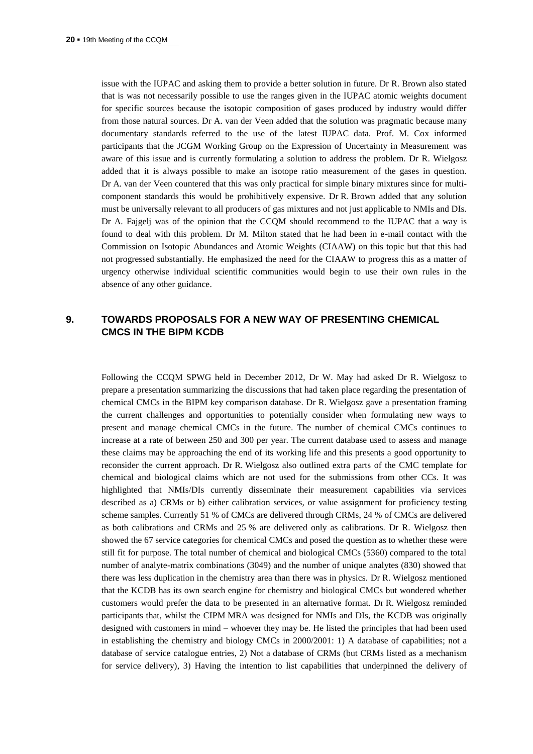issue with the IUPAC and asking them to provide a better solution in future. Dr R. Brown also stated that is was not necessarily possible to use the ranges given in the IUPAC atomic weights document for specific sources because the isotopic composition of gases produced by industry would differ from those natural sources. Dr A. van der Veen added that the solution was pragmatic because many documentary standards referred to the use of the latest IUPAC data. Prof. M. Cox informed participants that the JCGM Working Group on the Expression of Uncertainty in Measurement was aware of this issue and is currently formulating a solution to address the problem. Dr R. Wielgosz added that it is always possible to make an isotope ratio measurement of the gases in question. Dr A. van der Veen countered that this was only practical for simple binary mixtures since for multi-component standards this would be prohibitively expensive. Dr R. Brown added that any solution must be universally relevant to all producers of gas mixtures and not just applicable to NMIs and DIs. Dr A. Fajgelj was of the opinion that the CCQM should recommend to the IUPAC that a way is found to deal with this problem. Dr M. Milton stated that he had been in e-mail contact with the Commission on Isotopic Abundances and Atomic Weights (CIAAW) on this topic but that this had not progressed substantially. He emphasized the need for the CIAAW to progress this as a matter of urgency otherwise individual scientific communities would begin to use their own rules in the absence of any other guidance.

## 9. TOWARDS PROPOSALS FOR A NEW WAY OF PRESENTING CHEMICAL CMCS IN THE BIPM KCDB

Following the CCQM SPWG held in December 2012, Dr W. May had asked Dr R. Wielgosz to prepare a presentation summarizing the discussions that had taken place regarding the presentation of chemical CMCs in the BIPM key comparison database. Dr R. Wielgosz gave a presentation framing the current challenges and opportunities to potentially consider when formulating new ways to present and manage chemical CMCs in the future. The number of chemical CMCs continues to increase at a rate of between 250 and 300 per year. The current database used to assess and manage these claims may be approaching the end of its working life and this presents a good opportunity to reconsider the current approach. Dr R. Wielgosz also outlined extra parts of the CMC template for chemical and biological claims which are not used for the submissions from other CCs. It was highlighted that NMIs/DIs currently disseminate their measurement capabilities via services described as a) CRMs or b) either calibration services, or value assignment for proficiency testing scheme samples. Currently 51 % of CMCs are delivered through CRMs, 24 % of CMCs are delivered as both calibrations and CRMs and 25 % are delivered only as calibrations. Dr R. Wielgosz then showed the 67 service categories for chemical CMCs and posed the question as to whether these were still fit for purpose. The total number of chemical and biological CMCs (5360) compared to the total number of analyte-matrix combinations (3049) and the number of unique analytes (830) showed that there was less duplication in the chemistry area than there was in physics. Dr R. Wielgosz mentioned that the KCDB has its own search engine for chemistry and biological CMCs but wondered whether customers would prefer the data to be presented in an alternative format. Dr R. Wielgosz reminded participants that, whilst the CIPM MRA was designed for NMIs and DIs, the KCDB was originally designed with customers in mind – whoever they may be. He listed the principles that had been used in establishing the chemistry and biology CMCs in 2000/2001: 1) A database of capabilities; not a database of service catalogue entries, 2) Not a database of CRMs (but CRMs listed as a mechanism for service delivery), 3) Having the intention to list capabilities that underpinned the delivery of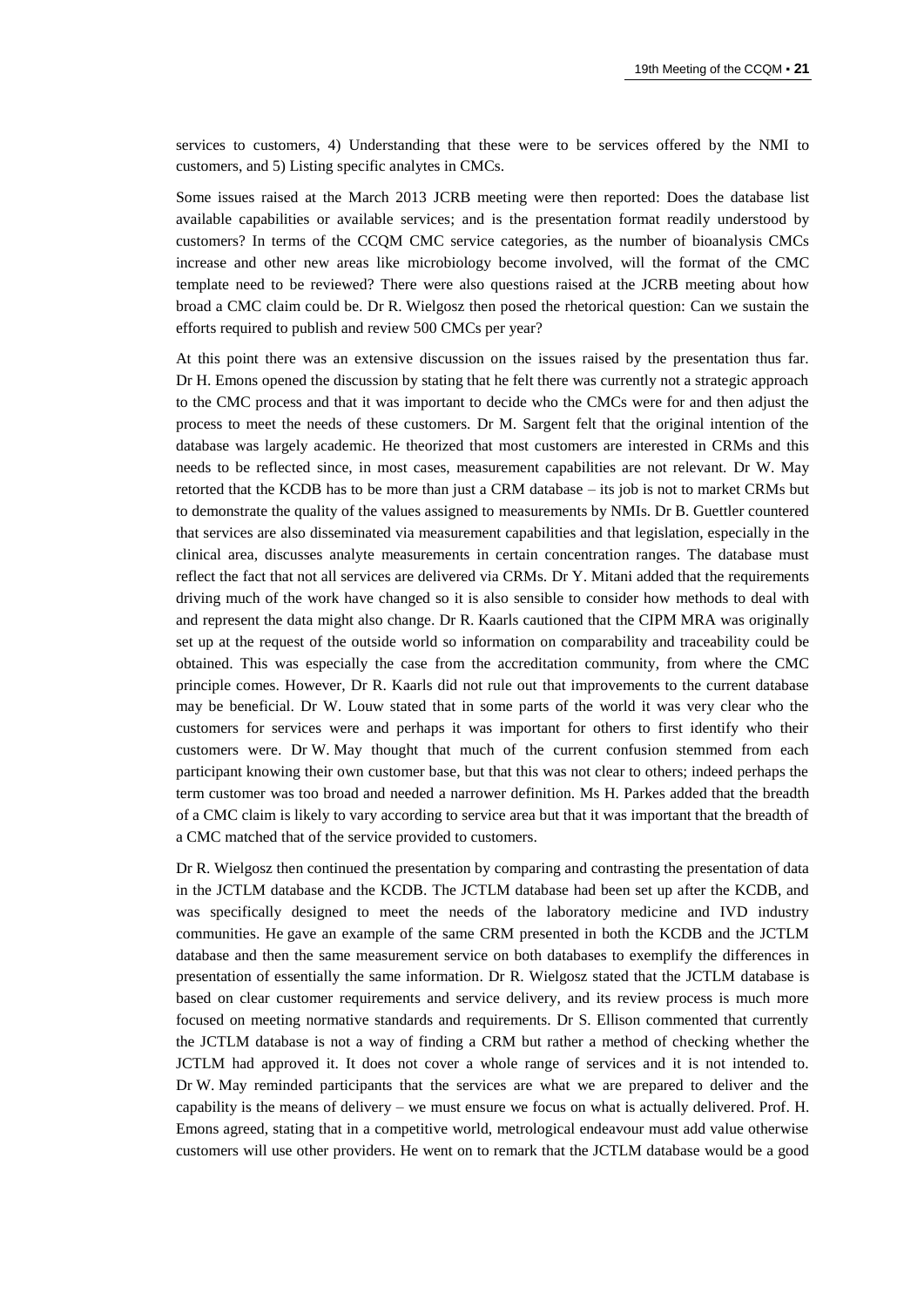services to customers, 4) Understanding that these were to be services offered by the NMI to customers, and 5) Listing specific analytes in CMCs.

Some issues raised at the March 2013 JCRB meeting were then reported: Does the database list available capabilities or available services; and is the presentation format readily understood by customers? In terms of the CCQM CMC service categories, as the number of bioanalysis CMCs increase and other new areas like microbiology become involved, will the format of the CMC template need to be reviewed? There were also questions raised at the JCRB meeting about how broad a CMC claim could be. Dr R. Wielgosz then posed the rhetorical question: Can we sustain the efforts required to publish and review 500 CMCs per year?

At this point there was an extensive discussion on the issues raised by the presentation thus far. Dr H. Emons opened the discussion by stating that he felt there was currently not a strategic approach to the CMC process and that it was important to decide who the CMCs were for and then adjust the process to meet the needs of these customers. Dr M. Sargent felt that the original intention of the database was largely academic. He theorized that most customers are interested in CRMs and this needs to be reflected since, in most cases, measurement capabilities are not relevant. Dr W. May retorted that the KCDB has to be more than just a CRM database – its job is not to market CRMs but to demonstrate the quality of the values assigned to measurements by NMIs. Dr B. Guettler countered that services are also disseminated via measurement capabilities and that legislation, especially in the clinical area, discusses analyte measurements in certain concentration ranges. The database must reflect the fact that not all services are delivered via CRMs. Dr Y. Mitani added that the requirements driving much of the work have changed so it is also sensible to consider how methods to deal with and represent the data might also change. Dr R. Kaarls cautioned that the CIPM MRA was originally set up at the request of the outside world so information on comparability and traceability could be obtained. This was especially the case from the accreditation community, from where the CMC principle comes. However, Dr R. Kaarls did not rule out that improvements to the current database may be beneficial. Dr W. Louw stated that in some parts of the world it was very clear who the customers for services were and perhaps it was important for others to first identify who their customers were. Dr W. May thought that much of the current confusion stemmed from each participant knowing their own customer base, but that this was not clear to others; indeed perhaps the term customer was too broad and needed a narrower definition. Ms H. Parkes added that the breadth of a CMC claim is likely to vary according to service area but that it was important that the breadth of a CMC matched that of the service provided to customers.

Dr R. Wielgosz then continued the presentation by comparing and contrasting the presentation of data in the JCTLM database and the KCDB. The JCTLM database had been set up after the KCDB, and was specifically designed to meet the needs of the laboratory medicine and IVD industry communities. He gave an example of the same CRM presented in both the KCDB and the JCTLM database and then the same measurement service on both databases to exemplify the differences in presentation of essentially the same information. Dr R. Wielgosz stated that the JCTLM database is based on clear customer requirements and service delivery, and its review process is much more focused on meeting normative standards and requirements. Dr S. Ellison commented that currently the JCTLM database is not a way of finding a CRM but rather a method of checking whether the JCTLM had approved it. It does not cover a whole range of services and it is not intended to. Dr W. May reminded participants that the services are what we are prepared to deliver and the capability is the means of delivery – we must ensure we focus on what is actually delivered. Prof. H. Emons agreed, stating that in a competitive world, metrological endeavour must add value otherwise customers will use other providers. He went on to remark that the JCTLM database would be a good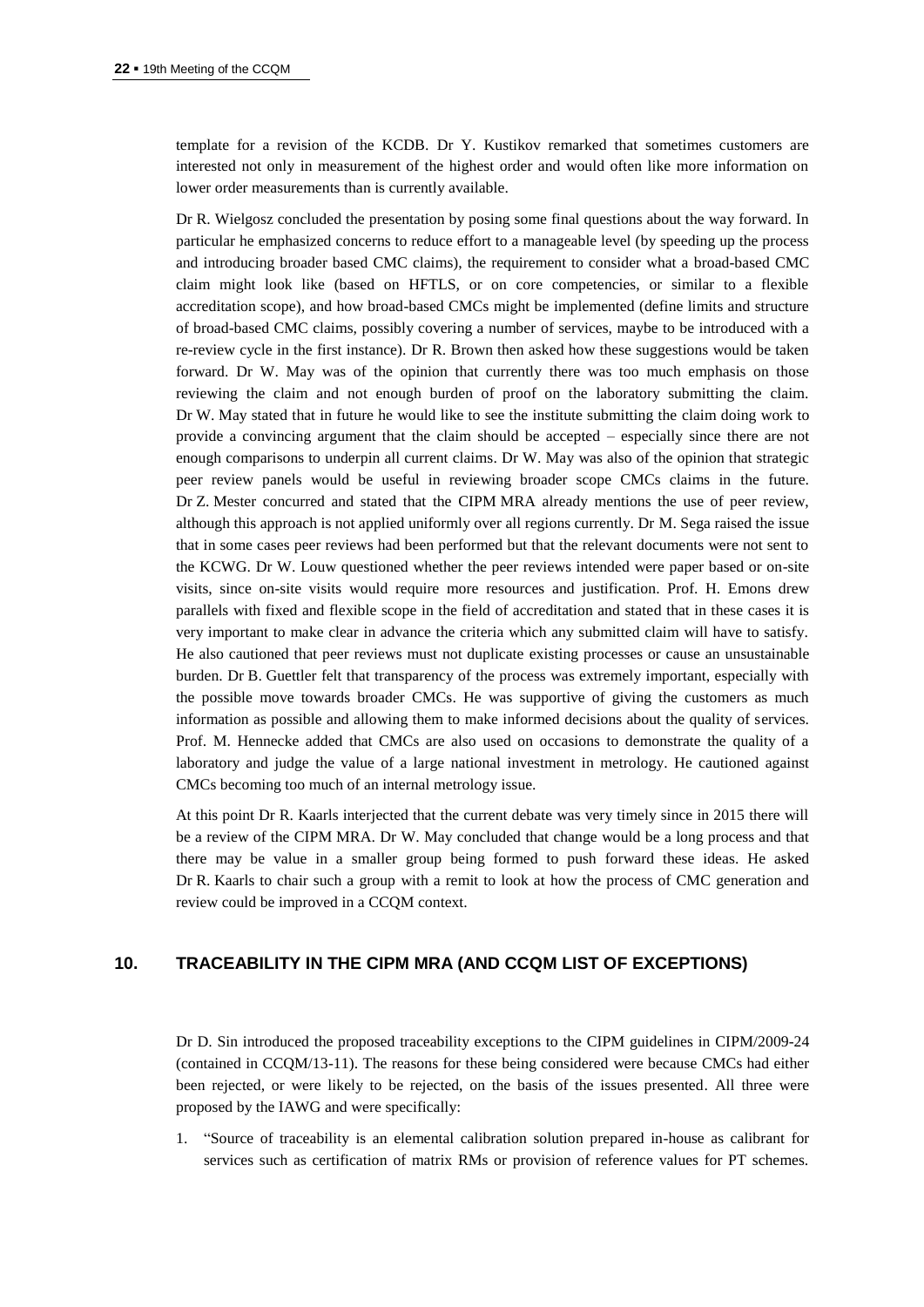template for a revision of the KCDB. Dr Y. Kustikov remarked that sometimes customers are interested not only in measurement of the highest order and would often like more information on lower order measurements than is currently available.

Dr R. Wielgosz concluded the presentation by posing some final questions about the way forward. In particular he emphasized concerns to reduce effort to a manageable level (by speeding up the process and introducing broader based CMC claims), the requirement to consider what a broad-based CMC claim might look like (based on HFTLS, or on core competencies, or similar to a flexible accreditation scope), and how broad-based CMCs might be implemented (define limits and structure of broad-based CMC claims, possibly covering a number of services, maybe to be introduced with a re-review cycle in the first instance). Dr R. Brown then asked how these suggestions would be taken forward. Dr W. May was of the opinion that currently there was too much emphasis on those reviewing the claim and not enough burden of proof on the laboratory submitting the claim. Dr W. May stated that in future he would like to see the institute submitting the claim doing work to provide a convincing argument that the claim should be accepted – especially since there are not enough comparisons to underpin all current claims. Dr W. May was also of the opinion that strategic peer review panels would be useful in reviewing broader scope CMCs claims in the future. Dr Z. Mester concurred and stated that the CIPM MRA already mentions the use of peer review, although this approach is not applied uniformly over all regions currently. Dr M. Sega raised the issue that in some cases peer reviews had been performed but that the relevant documents were not sent to the KCWG. Dr W. Louw questioned whether the peer reviews intended were paper based or on-site visits, since on-site visits would require more resources and justification. Prof. H. Emons drew parallels with fixed and flexible scope in the field of accreditation and stated that in these cases it is very important to make clear in advance the criteria which any submitted claim will have to satisfy. He also cautioned that peer reviews must not duplicate existing processes or cause an unsustainable burden. Dr B. Guettler felt that transparency of the process was extremely important, especially with the possible move towards broader CMCs. He was supportive of giving the customers as much information as possible and allowing them to make informed decisions about the quality of services. Prof. M. Hennecke added that CMCs are also used on occasions to demonstrate the quality of a laboratory and judge the value of a large national investment in metrology. He cautioned against CMCs becoming too much of an internal metrology issue.

At this point Dr R. Kaarls interjected that the current debate was very timely since in 2015 there will be a review of the CIPM MRA. Dr W. May concluded that change would be a long process and that there may be value in a smaller group being formed to push forward these ideas. He asked Dr R. Kaarls to chair such a group with a remit to look at how the process of CMC generation and review could be improved in a CCQM context.

## 10. TRACEABILITY IN THE CIPM MRA (AND CCQM LIST OF EXCEPTIONS)

Dr D. Sin introduced the proposed traceability exceptions to the CIPM guidelines in CIPM/2009-24 (contained in CCQM/13-11). The reasons for these being considered were because CMCs had either been rejected, or were likely to be rejected, on the basis of the issues presented. All three were proposed by the IAWG and were specifically:

1. "Source of traceability is an elemental calibration solution prepared in-house as calibrant for services such as certification of matrix RMs or provision of reference values for PT schemes.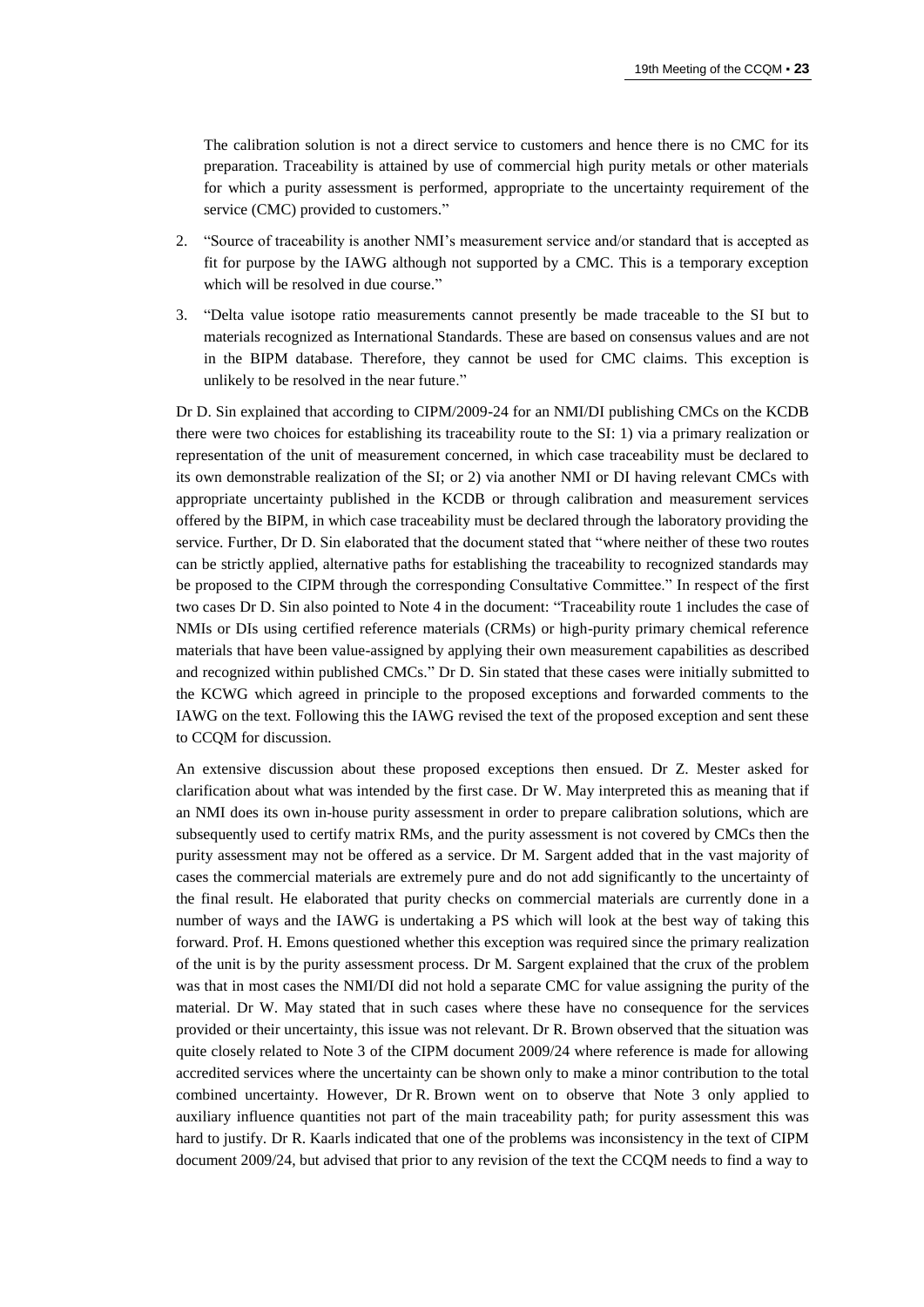The calibration solution is not a direct service to customers and hence there is no CMC for its preparation. Traceability is attained by use of commercial high purity metals or other materials for which a purity assessment is performed, appropriate to the uncertainty requirement of the service (CMC) provided to customers."

2. "Source of traceability is another NMI's measurement service and/or standard that is accepted as fit for purpose by the IAWG although not supported by a CMC. This is a temporary exception which will be resolved in due course."
3. "Delta value isotope ratio measurements cannot presently be made traceable to the SI but to materials recognized as International Standards. These are based on consensus values and are not in the BIPM database. Therefore, they cannot be used for CMC claims. This exception is unlikely to be resolved in the near future."

Dr D. Sin explained that according to CIPM/2009-24 for an NMI/DI publishing CMCs on the KCDB there were two choices for establishing its traceability route to the SI: 1) via a primary realization or representation of the unit of measurement concerned, in which case traceability must be declared to its own demonstrable realization of the SI; or 2) via another NMI or DI having relevant CMCs with appropriate uncertainty published in the KCDB or through calibration and measurement services offered by the BIPM, in which case traceability must be declared through the laboratory providing the service. Further, Dr D. Sin elaborated that the document stated that "where neither of these two routes can be strictly applied, alternative paths for establishing the traceability to recognized standards may be proposed to the CIPM through the corresponding Consultative Committee." In respect of the first two cases Dr D. Sin also pointed to Note 4 in the document: "Traceability route 1 includes the case of NMIs or DIs using certified reference materials (CRMs) or high-purity primary chemical reference materials that have been value-assigned by applying their own measurement capabilities as described and recognized within published CMCs." Dr D. Sin stated that these cases were initially submitted to the KCWG which agreed in principle to the proposed exceptions and forwarded comments to the IAWG on the text. Following this the IAWG revised the text of the proposed exception and sent these to CCQM for discussion.

An extensive discussion about these proposed exceptions then ensued. Dr Z. Mester asked for clarification about what was intended by the first case. Dr W. May interpreted this as meaning that if an NMI does its own in-house purity assessment in order to prepare calibration solutions, which are subsequently used to certify matrix RMs, and the purity assessment is not covered by CMCs then the purity assessment may not be offered as a service. Dr M. Sargent added that in the vast majority of cases the commercial materials are extremely pure and do not add significantly to the uncertainty of the final result. He elaborated that purity checks on commercial materials are currently done in a number of ways and the IAWG is undertaking a PS which will look at the best way of taking this forward. Prof. H. Emons questioned whether this exception was required since the primary realization of the unit is by the purity assessment process. Dr M. Sargent explained that the crux of the problem was that in most cases the NMI/DI did not hold a separate CMC for value assigning the purity of the material. Dr W. May stated that in such cases where these have no consequence for the services provided or their uncertainty, this issue was not relevant. Dr R. Brown observed that the situation was quite closely related to Note 3 of the CIPM document 2009/24 where reference is made for allowing accredited services where the uncertainty can be shown only to make a minor contribution to the total combined uncertainty. However, Dr R. Brown went on to observe that Note 3 only applied to auxiliary influence quantities not part of the main traceability path; for purity assessment this was hard to justify. Dr R. Kaarls indicated that one of the problems was inconsistency in the text of CIPM document 2009/24, but advised that prior to any revision of the text the CCQM needs to find a way to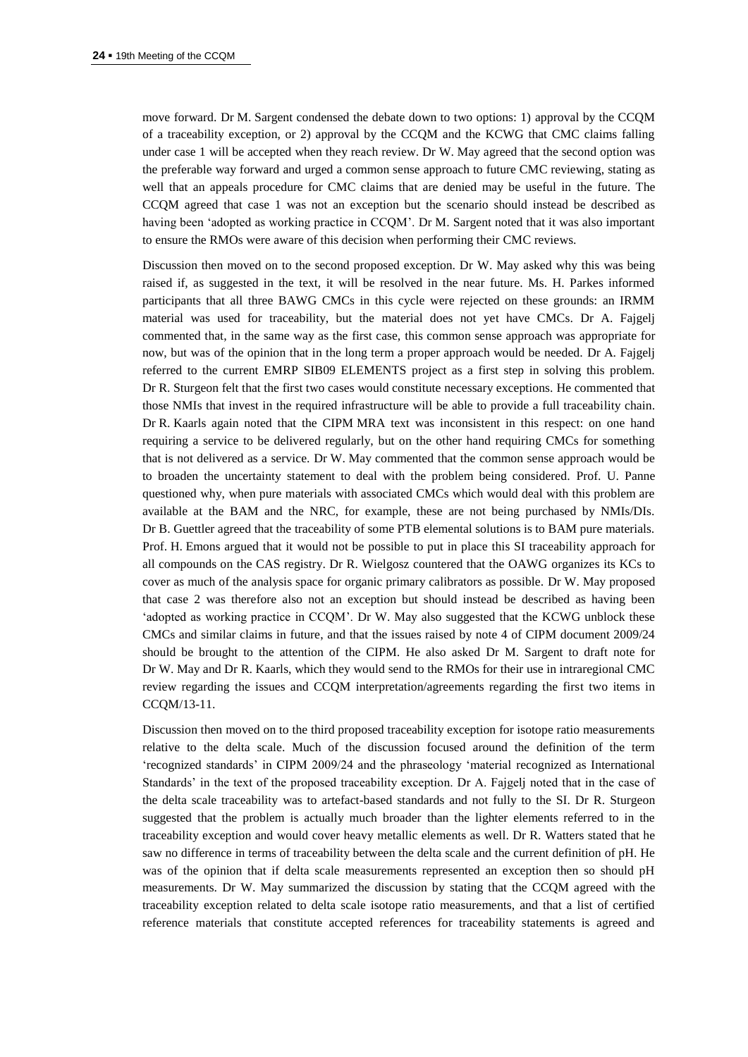move forward. Dr M. Sargent condensed the debate down to two options: 1) approval by the CCQM of a traceability exception, or 2) approval by the CCQM and the KCWG that CMC claims falling under case 1 will be accepted when they reach review. Dr W. May agreed that the second option was the preferable way forward and urged a common sense approach to future CMC reviewing, stating as well that an appeals procedure for CMC claims that are denied may be useful in the future. The CCQM agreed that case 1 was not an exception but the scenario should instead be described as having been 'adopted as working practice in CCQM'. Dr M. Sargent noted that it was also important to ensure the RMOs were aware of this decision when performing their CMC reviews.

Discussion then moved on to the second proposed exception. Dr W. May asked why this was being raised if, as suggested in the text, it will be resolved in the near future. Ms. H. Parkes informed participants that all three BAWG CMCs in this cycle were rejected on these grounds: an IRMM material was used for traceability, but the material does not yet have CMCs. Dr A. Fajgelj commented that, in the same way as the first case, this common sense approach was appropriate for now, but was of the opinion that in the long term a proper approach would be needed. Dr A. Fajgelj referred to the current EMRP SIB09 ELEMENTS project as a first step in solving this problem. Dr R. Sturgeon felt that the first two cases would constitute necessary exceptions. He commented that those NMIs that invest in the required infrastructure will be able to provide a full traceability chain. Dr R. Kaarls again noted that the CIPM MRA text was inconsistent in this respect: on one hand requiring a service to be delivered regularly, but on the other hand requiring CMCs for something that is not delivered as a service. Dr W. May commented that the common sense approach would be to broaden the uncertainty statement to deal with the problem being considered. Prof. U. Panne questioned why, when pure materials with associated CMCs which would deal with this problem are available at the BAM and the NRC, for example, these are not being purchased by NMIs/DIs. Dr B. Guettler agreed that the traceability of some PTB elemental solutions is to BAM pure materials. Prof. H. Emons argued that it would not be possible to put in place this SI traceability approach for all compounds on the CAS registry. Dr R. Wielgosz countered that the OAWG organizes its KCs to cover as much of the analysis space for organic primary calibrators as possible. Dr W. May proposed that case 2 was therefore also not an exception but should instead be described as having been 'adopted as working practice in CCQM'. Dr W. May also suggested that the KCWG unblock these CMCs and similar claims in future, and that the issues raised by note 4 of CIPM document 2009/24 should be brought to the attention of the CIPM. He also asked Dr M. Sargent to draft note for Dr W. May and Dr R. Kaarls, which they would send to the RMOs for their use in intraregional CMC review regarding the issues and CCQM interpretation/agreements regarding the first two items in CCQM/13-11.

Discussion then moved on to the third proposed traceability exception for isotope ratio measurements relative to the delta scale. Much of the discussion focused around the definition of the term 'recognized standards' in CIPM 2009/24 and the phraseology 'material recognized as International Standards' in the text of the proposed traceability exception. Dr A. Fajgelj noted that in the case of the delta scale traceability was to artefact-based standards and not fully to the SI. Dr R. Sturgeon suggested that the problem is actually much broader than the lighter elements referred to in the traceability exception and would cover heavy metallic elements as well. Dr R. Watters stated that he saw no difference in terms of traceability between the delta scale and the current definition of pH. He was of the opinion that if delta scale measurements represented an exception then so should pH measurements. Dr W. May summarized the discussion by stating that the CCQM agreed with the traceability exception related to delta scale isotope ratio measurements, and that a list of certified reference materials that constitute accepted references for traceability statements is agreed and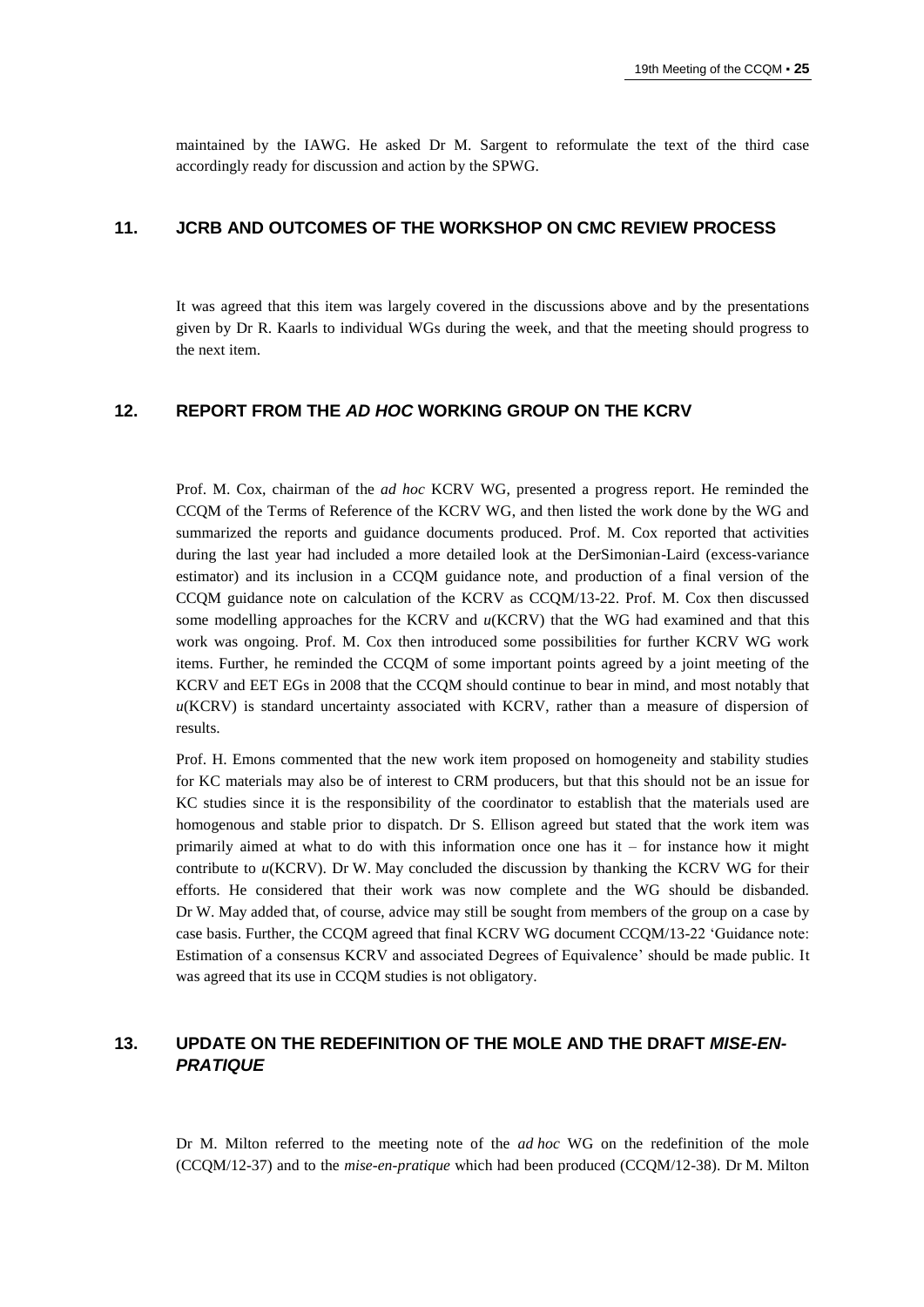maintained by the IAWG. He asked Dr M. Sargent to reformulate the text of the third case accordingly ready for discussion and action by the SPWG.

## 11. JCRB AND OUTCOMES OF THE WORKSHOP ON CMC REVIEW PROCESS

It was agreed that this item was largely covered in the discussions above and by the presentations given by Dr R. Kaarls to individual WGs during the week, and that the meeting should progress to the next item.

## 12. REPORT FROM THE *AD HOC* WORKING GROUP ON THE KCRV

Prof. M. Cox, chairman of the *ad hoc* KCRV WG, presented a progress report. He reminded the CCQM of the Terms of Reference of the KCRV WG, and then listed the work done by the WG and summarized the reports and guidance documents produced. Prof. M. Cox reported that activities during the last year had included a more detailed look at the DerSimonian-Laird (excess-variance estimator) and its inclusion in a CCQM guidance note, and production of a final version of the CCQM guidance note on calculation of the KCRV as CCQM/13-22. Prof. M. Cox then discussed some modelling approaches for the KCRV and *u*(KCRV) that the WG had examined and that this work was ongoing. Prof. M. Cox then introduced some possibilities for further KCRV WG work items. Further, he reminded the CCQM of some important points agreed by a joint meeting of the KCRV and EET EGs in 2008 that the CCQM should continue to bear in mind, and most notably that *u*(KCRV) is standard uncertainty associated with KCRV, rather than a measure of dispersion of results.

Prof. H. Emons commented that the new work item proposed on homogeneity and stability studies for KC materials may also be of interest to CRM producers, but that this should not be an issue for KC studies since it is the responsibility of the coordinator to establish that the materials used are homogenous and stable prior to dispatch. Dr S. Ellison agreed but stated that the work item was primarily aimed at what to do with this information once one has it – for instance how it might contribute to *u*(KCRV). Dr W. May concluded the discussion by thanking the KCRV WG for their efforts. He considered that their work was now complete and the WG should be disbanded. Dr W. May added that, of course, advice may still be sought from members of the group on a case by case basis. Further, the CCQM agreed that final KCRV WG document CCQM/13-22 'Guidance note: Estimation of a consensus KCRV and associated Degrees of Equivalence' should be made public. It was agreed that its use in CCQM studies is not obligatory.

## 13. UPDATE ON THE REDEFINITION OF THE MOLE AND THE DRAFT *MISE-EN-PRATIQUE*

Dr M. Milton referred to the meeting note of the *ad hoc* WG on the redefinition of the mole (CCQM/12-37) and to the *mise-en-pratique* which had been produced (CCQM/12-38). Dr M. Milton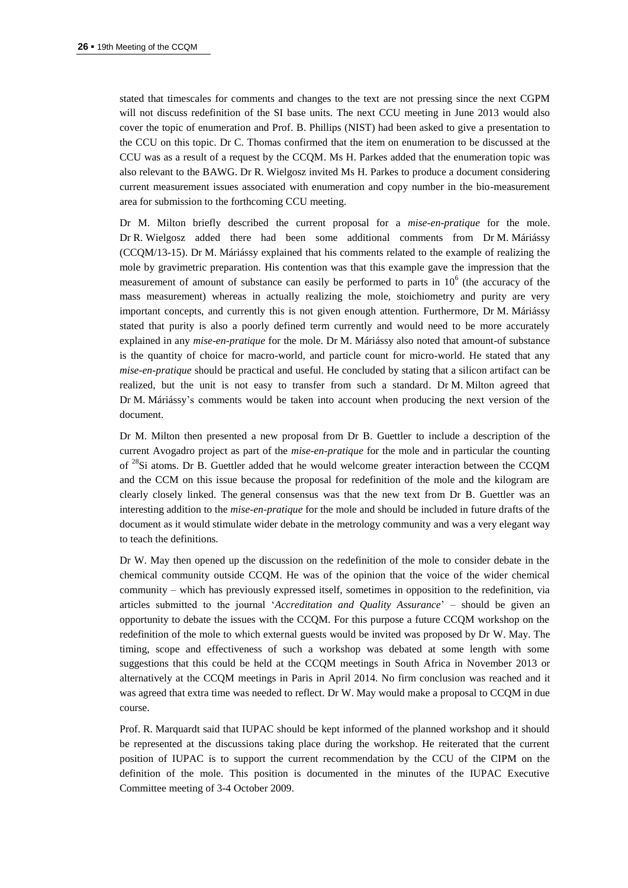stated that timescales for comments and changes to the text are not pressing since the next CGPM will not discuss redefinition of the SI base units. The next CCU meeting in June 2013 would also cover the topic of enumeration and Prof. B. Phillips (NIST) had been asked to give a presentation to the CCU on this topic. Dr C. Thomas confirmed that the item on enumeration to be discussed at the CCU was as a result of a request by the CCQM. Ms H. Parkes added that the enumeration topic was also relevant to the BAWG. Dr R. Wielgosz invited Ms H. Parkes to produce a document considering current measurement issues associated with enumeration and copy number in the bio-measurement area for submission to the forthcoming CCU meeting.

Dr M. Milton briefly described the current proposal for a *mise-en-pratique* for the mole. Dr R. Wielgosz added there had been some additional comments from Dr M. Máriássy (CCQM/13-15). Dr M. Máriássy explained that his comments related to the example of realizing the mole by gravimetric preparation. His contention was that this example gave the impression that the measurement of amount of substance can easily be performed to parts in $10^6$ (the accuracy of the mass measurement) whereas in actually realizing the mole, stoichiometry and purity are very important concepts, and currently this is not given enough attention. Furthermore, Dr M. Máriássy stated that purity is also a poorly defined term currently and would need to be more accurately explained in any *mise-en-pratique* for the mole. Dr M. Máriássy also noted that amount-of substance is the quantity of choice for macro-world, and particle count for micro-world. He stated that any *mise-en-pratique* should be practical and useful. He concluded by stating that a silicon artifact can be realized, but the unit is not easy to transfer from such a standard. Dr M. Milton agreed that Dr M. Máriássy's comments would be taken into account when producing the next version of the document.

Dr M. Milton then presented a new proposal from Dr B. Guettler to include a description of the current Avogadro project as part of the *mise-en-pratique* for the mole and in particular the counting of $^{28}$Si atoms. Dr B. Guettler added that he would welcome greater interaction between the CCQM and the CCM on this issue because the proposal for redefinition of the mole and the kilogram are clearly closely linked. The general consensus was that the new text from Dr B. Guettler was an interesting addition to the *mise-en-pratique* for the mole and should be included in future drafts of the document as it would stimulate wider debate in the metrology community and was a very elegant way to teach the definitions.

Dr W. May then opened up the discussion on the redefinition of the mole to consider debate in the chemical community outside CCQM. He was of the opinion that the voice of the wider chemical community – which has previously expressed itself, sometimes in opposition to the redefinition, via articles submitted to the journal '*Accreditation and Quality Assurance*' – should be given an opportunity to debate the issues with the CCQM. For this purpose a future CCQM workshop on the redefinition of the mole to which external guests would be invited was proposed by Dr W. May. The timing, scope and effectiveness of such a workshop was debated at some length with some suggestions that this could be held at the CCQM meetings in South Africa in November 2013 or alternatively at the CCQM meetings in Paris in April 2014. No firm conclusion was reached and it was agreed that extra time was needed to reflect. Dr W. May would make a proposal to CCQM in due course.

Prof. R. Marquardt said that IUPAC should be kept informed of the planned workshop and it should be represented at the discussions taking place during the workshop. He reiterated that the current position of IUPAC is to support the current recommendation by the CCU of the CIPM on the definition of the mole. This position is documented in the minutes of the IUPAC Executive Committee meeting of 3-4 October 2009.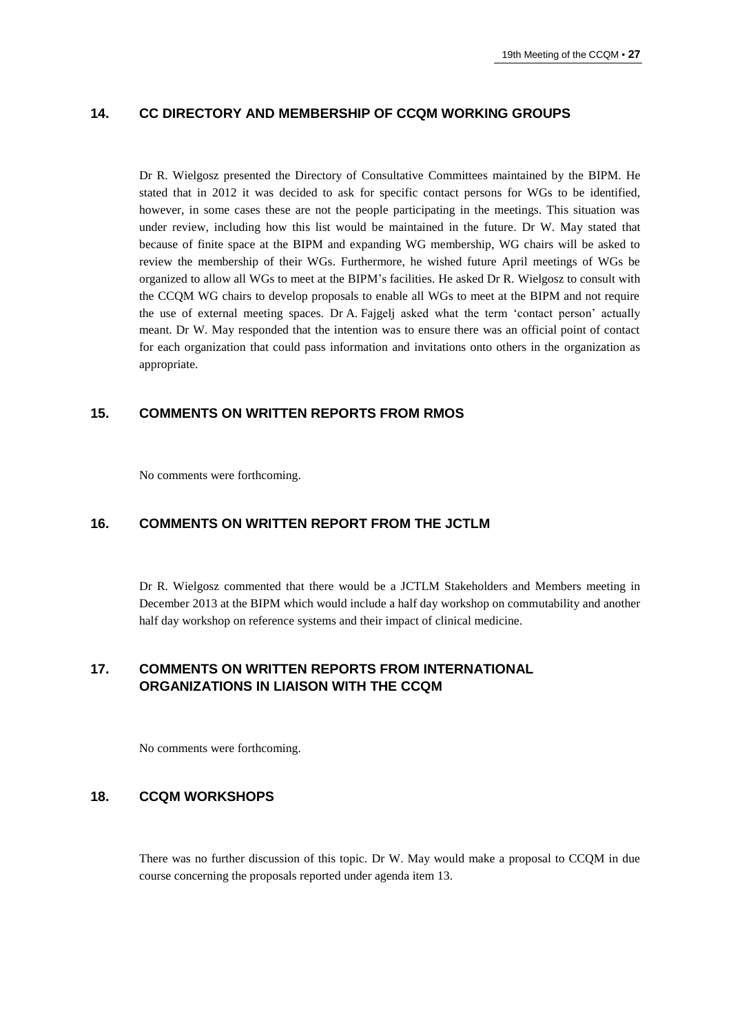## 14. CC DIRECTORY AND MEMBERSHIP OF CCQM WORKING GROUPS

Dr R. Wielgosz presented the Directory of Consultative Committees maintained by the BIPM. He stated that in 2012 it was decided to ask for specific contact persons for WGs to be identified, however, in some cases these are not the people participating in the meetings. This situation was under review, including how this list would be maintained in the future. Dr W. May stated that because of finite space at the BIPM and expanding WG membership, WG chairs will be asked to review the membership of their WGs. Furthermore, he wished future April meetings of WGs be organized to allow all WGs to meet at the BIPM's facilities. He asked Dr R. Wielgosz to consult with the CCQM WG chairs to develop proposals to enable all WGs to meet at the BIPM and not require the use of external meeting spaces. Dr A. Fajgelj asked what the term 'contact person' actually meant. Dr W. May responded that the intention was to ensure there was an official point of contact for each organization that could pass information and invitations onto others in the organization as appropriate.

## 15. COMMENTS ON WRITTEN REPORTS FROM RMOS

No comments were forthcoming.

## 16. COMMENTS ON WRITTEN REPORT FROM THE JCTLM

Dr R. Wielgosz commented that there would be a JCTLM Stakeholders and Members meeting in December 2013 at the BIPM which would include a half day workshop on commutability and another half day workshop on reference systems and their impact of clinical medicine.

## 17. COMMENTS ON WRITTEN REPORTS FROM INTERNATIONAL ORGANIZATIONS IN LIAISON WITH THE CCQM

No comments were forthcoming.

## 18. CCQM WORKSHOPS

There was no further discussion of this topic. Dr W. May would make a proposal to CCQM in due course concerning the proposals reported under agenda item 13.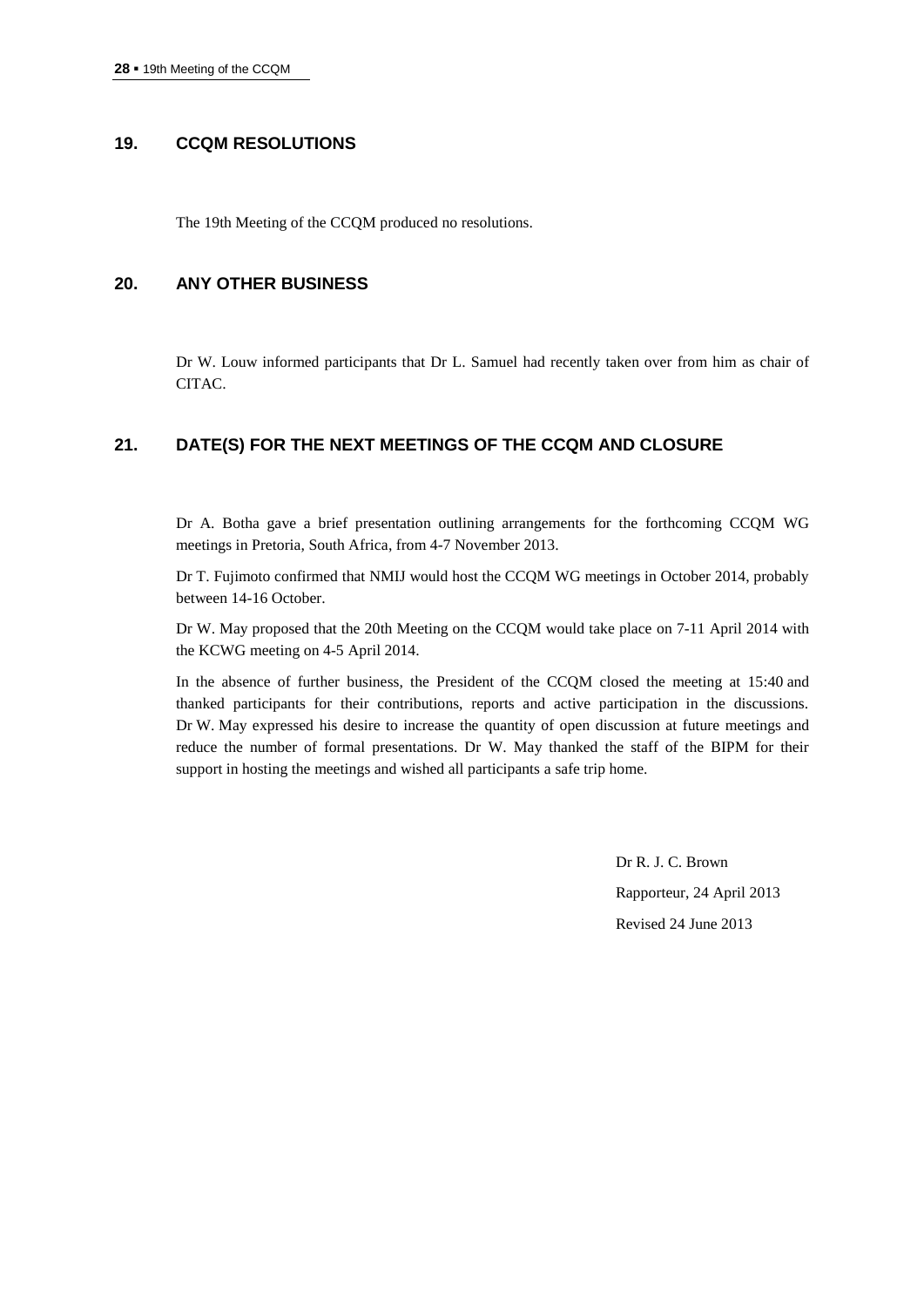## 19. CCQM RESOLUTIONS

The 19th Meeting of the CCQM produced no resolutions.

## 20. ANY OTHER BUSINESS

Dr W. Louw informed participants that Dr L. Samuel had recently taken over from him as chair of CITAC.

## 21. DATE(S) FOR THE NEXT MEETINGS OF THE CCQM AND CLOSURE

Dr A. Botha gave a brief presentation outlining arrangements for the forthcoming CCQM WG meetings in Pretoria, South Africa, from 4-7 November 2013.

Dr T. Fujimoto confirmed that NMIJ would host the CCQM WG meetings in October 2014, probably between 14-16 October.

Dr W. May proposed that the 20th Meeting on the CCQM would take place on 7-11 April 2014 with the KCWG meeting on 4-5 April 2014.

In the absence of further business, the President of the CCQM closed the meeting at 15:40 and thanked participants for their contributions, reports and active participation in the discussions. Dr W. May expressed his desire to increase the quantity of open discussion at future meetings and reduce the number of formal presentations. Dr W. May thanked the staff of the BIPM for their support in hosting the meetings and wished all participants a safe trip home.

Dr R. J. C. Brown

Rapporteur, 24 April 2013

Revised 24 June 2013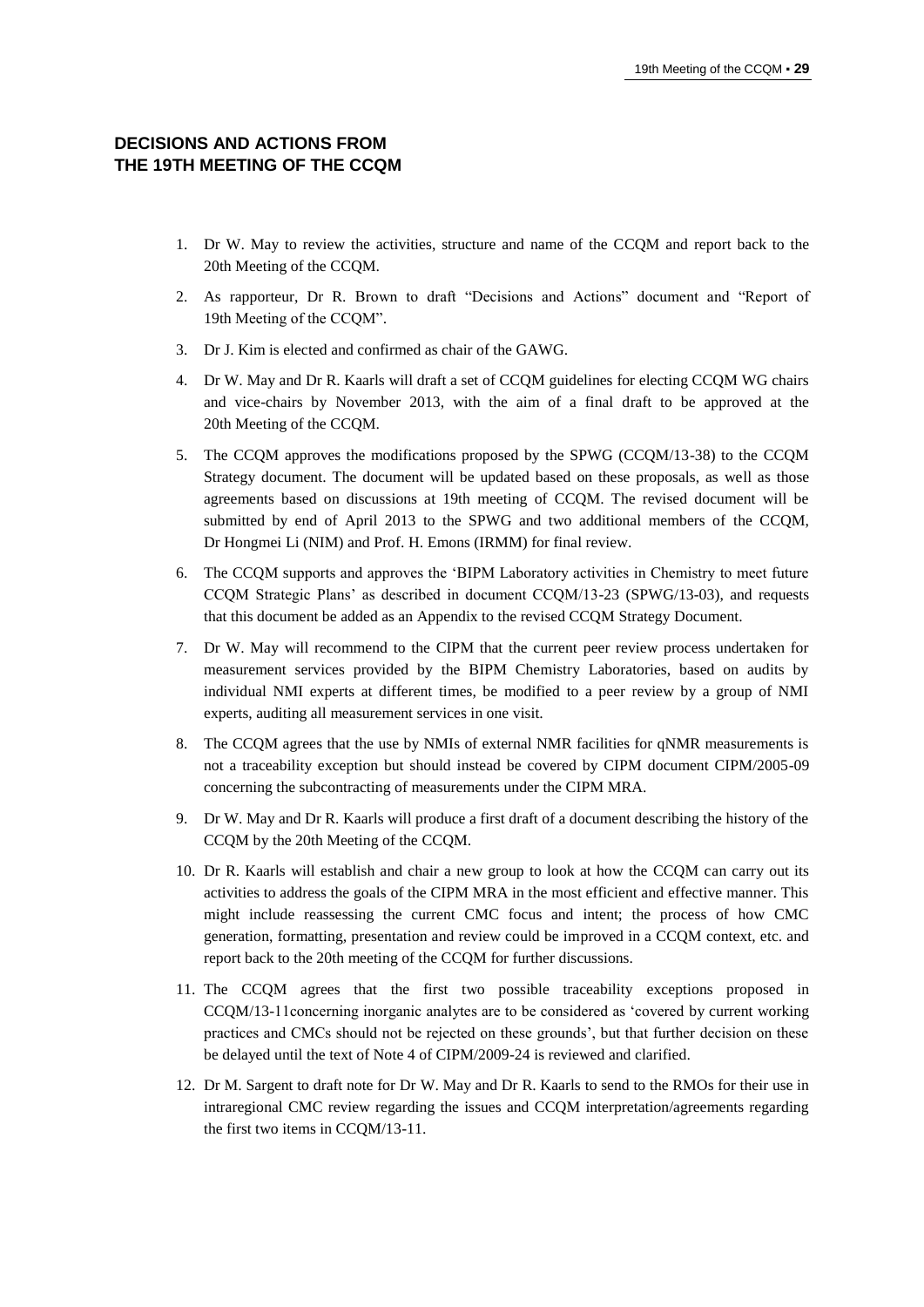## DECISIONS AND ACTIONS FROM THE 19TH MEETING OF THE CCQM

1. Dr W. May to review the activities, structure and name of the CCQM and report back to the 20th Meeting of the CCQM.
2. As rapporteur, Dr R. Brown to draft "Decisions and Actions" document and "Report of 19th Meeting of the CCQM".
3. Dr J. Kim is elected and confirmed as chair of the GAWG.
4. Dr W. May and Dr R. Kaarls will draft a set of CCQM guidelines for electing CCQM WG chairs and vice-chairs by November 2013, with the aim of a final draft to be approved at the 20th Meeting of the CCQM.
5. The CCQM approves the modifications proposed by the SPWG (CCQM/13-38) to the CCQM Strategy document. The document will be updated based on these proposals, as well as those agreements based on discussions at 19th meeting of CCQM. The revised document will be submitted by end of April 2013 to the SPWG and two additional members of the CCQM, Dr Hongmei Li (NIM) and Prof. H. Emons (IRMM) for final review.
6. The CCQM supports and approves the 'BIPM Laboratory activities in Chemistry to meet future CCQM Strategic Plans' as described in document CCQM/13-23 (SPWG/13-03), and requests that this document be added as an Appendix to the revised CCQM Strategy Document.
7. Dr W. May will recommend to the CIPM that the current peer review process undertaken for measurement services provided by the BIPM Chemistry Laboratories, based on audits by individual NMI experts at different times, be modified to a peer review by a group of NMI experts, auditing all measurement services in one visit.
8. The CCQM agrees that the use by NMIs of external NMR facilities for qNMR measurements is not a traceability exception but should instead be covered by CIPM document CIPM/2005-09 concerning the subcontracting of measurements under the CIPM MRA.
9. Dr W. May and Dr R. Kaarls will produce a first draft of a document describing the history of the CCQM by the 20th Meeting of the CCQM.
10. Dr R. Kaarls will establish and chair a new group to look at how the CCQM can carry out its activities to address the goals of the CIPM MRA in the most efficient and effective manner. This might include reassessing the current CMC focus and intent; the process of how CMC generation, formatting, presentation and review could be improved in a CCQM context, etc. and report back to the 20th meeting of the CCQM for further discussions.
11. The CCQM agrees that the first two possible traceability exceptions proposed in CCQM/13-11concerning inorganic analytes are to be considered as 'covered by current working practices and CMCs should not be rejected on these grounds', but that further decision on these be delayed until the text of Note 4 of CIPM/2009-24 is reviewed and clarified.
12. Dr M. Sargent to draft note for Dr W. May and Dr R. Kaarls to send to the RMOs for their use in intraregional CMC review regarding the issues and CCQM interpretation/agreements regarding the first two items in CCQM/13-11.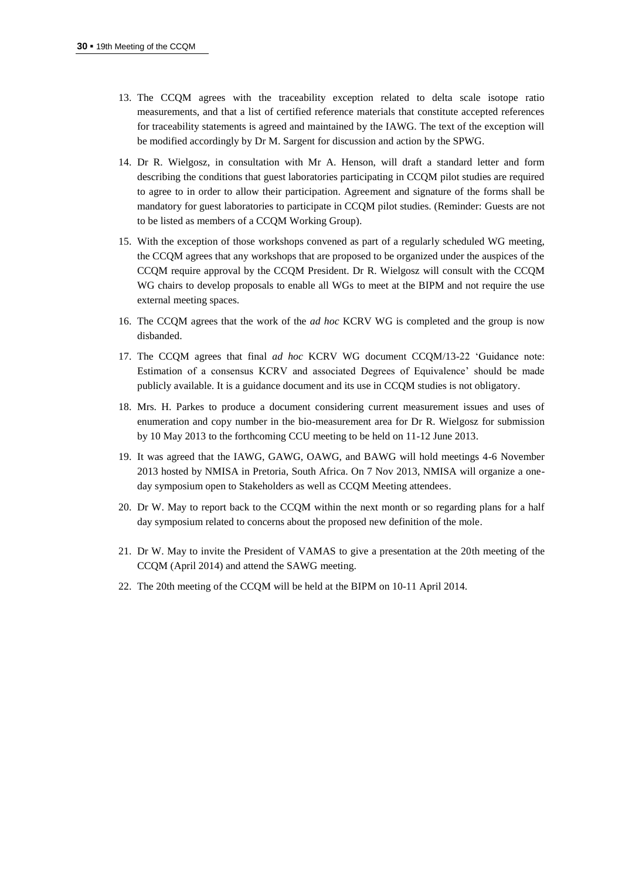13. The CCQM agrees with the traceability exception related to delta scale isotope ratio measurements, and that a list of certified reference materials that constitute accepted references for traceability statements is agreed and maintained by the IAWG. The text of the exception will be modified accordingly by Dr M. Sargent for discussion and action by the SPWG.
14. Dr R. Wielgosz, in consultation with Mr A. Henson, will draft a standard letter and form describing the conditions that guest laboratories participating in CCQM pilot studies are required to agree to in order to allow their participation. Agreement and signature of the forms shall be mandatory for guest laboratories to participate in CCQM pilot studies. (Reminder: Guests are not to be listed as members of a CCQM Working Group).
15. With the exception of those workshops convened as part of a regularly scheduled WG meeting, the CCQM agrees that any workshops that are proposed to be organized under the auspices of the CCQM require approval by the CCQM President. Dr R. Wielgosz will consult with the CCQM WG chairs to develop proposals to enable all WGs to meet at the BIPM and not require the use external meeting spaces.
16. The CCQM agrees that the work of the *ad hoc* KCRV WG is completed and the group is now disbanded.
17. The CCQM agrees that final *ad hoc* KCRV WG document CCQM/13-22 'Guidance note: Estimation of a consensus KCRV and associated Degrees of Equivalence' should be made publicly available. It is a guidance document and its use in CCQM studies is not obligatory.
18. Mrs. H. Parkes to produce a document considering current measurement issues and uses of enumeration and copy number in the bio-measurement area for Dr R. Wielgosz for submission by 10 May 2013 to the forthcoming CCU meeting to be held on 11-12 June 2013.
19. It was agreed that the IAWG, GAWG, OAWG, and BAWG will hold meetings 4-6 November 2013 hosted by NMISA in Pretoria, South Africa. On 7 Nov 2013, NMISA will organize a one-day symposium open to Stakeholders as well as CCQM Meeting attendees.
20. Dr W. May to report back to the CCQM within the next month or so regarding plans for a half day symposium related to concerns about the proposed new definition of the mole.
21. Dr W. May to invite the President of VAMAS to give a presentation at the 20th meeting of the CCQM (April 2014) and attend the SAWG meeting.
22. The 20th meeting of the CCQM will be held at the BIPM on 10-11 April 2014.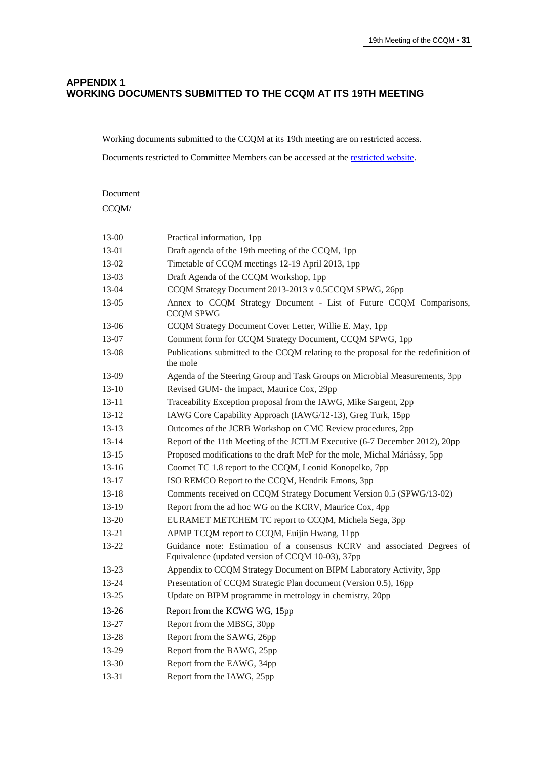# APPENDIX 1
# WORKING DOCUMENTS SUBMITTED TO THE CCQM AT ITS 19TH MEETING

Working documents submitted to the CCQM at its 19th meeting are on restricted access.

Documents restricted to Committee Members can be accessed at the restricted website.

| Document CCQM/ | |
|---|---|
| 13-00 | Practical information, 1pp |
| 13-01 | Draft agenda of the 19th meeting of the CCQM, 1pp |
| 13-02 | Timetable of CCQM meetings 12-19 April 2013, 1pp |
| 13-03 | Draft Agenda of the CCQM Workshop, 1pp |
| 13-04 | CCQM Strategy Document 2013-2013 v 0.5CCQM SPWG, 26pp |
| 13-05 | Annex to CCQM Strategy Document - List of Future CCQM Comparisons, CCQM SPWG |
| 13-06 | CCQM Strategy Document Cover Letter, Willie E. May, 1pp |
| 13-07 | Comment form for CCQM Strategy Document, CCQM SPWG, 1pp |
| 13-08 | Publications submitted to the CCQM relating to the proposal for the redefinition of the mole |
| 13-09 | Agenda of the Steering Group and Task Groups on Microbial Measurements, 3pp |
| 13-10 | Revised GUM- the impact, Maurice Cox, 29pp |
| 13-11 | Traceability Exception proposal from the IAWG, Mike Sargent, 2pp |
| 13-12 | IAWG Core Capability Approach (IAWG/12-13), Greg Turk, 15pp |
| 13-13 | Outcomes of the JCRB Workshop on CMC Review procedures, 2pp |
| 13-14 | Report of the 11th Meeting of the JCTLM Executive (6-7 December 2012), 20pp |
| 13-15 | Proposed modifications to the draft MeP for the mole, Michal Máriássy, 5pp |
| 13-16 | Coomet TC 1.8 report to the CCQM, Leonid Konopelko, 7pp |
| 13-17 | ISO REMCO Report to the CCQM, Hendrik Emons, 3pp |
| 13-18 | Comments received on CCQM Strategy Document Version 0.5 (SPWG/13-02) |
| 13-19 | Report from the ad hoc WG on the KCRV, Maurice Cox, 4pp |
| 13-20 | EURAMET METCHEM TC report to CCQM, Michela Sega, 3pp |
| 13-21 | APMP TCQM report to CCQM, Euijin Hwang, 11pp |
| 13-22 | Guidance note: Estimation of a consensus KCRV and associated Degrees of Equivalence (updated version of CCQM 10-03), 37pp |
| 13-23 | Appendix to CCQM Strategy Document on BIPM Laboratory Activity, 3pp |
| 13-24 | Presentation of CCQM Strategic Plan document (Version 0.5), 16pp |
| 13-25 | Update on BIPM programme in metrology in chemistry, 20pp |
| 13-26 | Report from the KCWG WG, 15pp |
| 13-27 | Report from the MBSG, 30pp |
| 13-28 | Report from the SAWG, 26pp |
| 13-29 | Report from the BAWG, 25pp |
| 13-30 | Report from the EAWG, 34pp |
| 13-31 | Report from the IAWG, 25pp |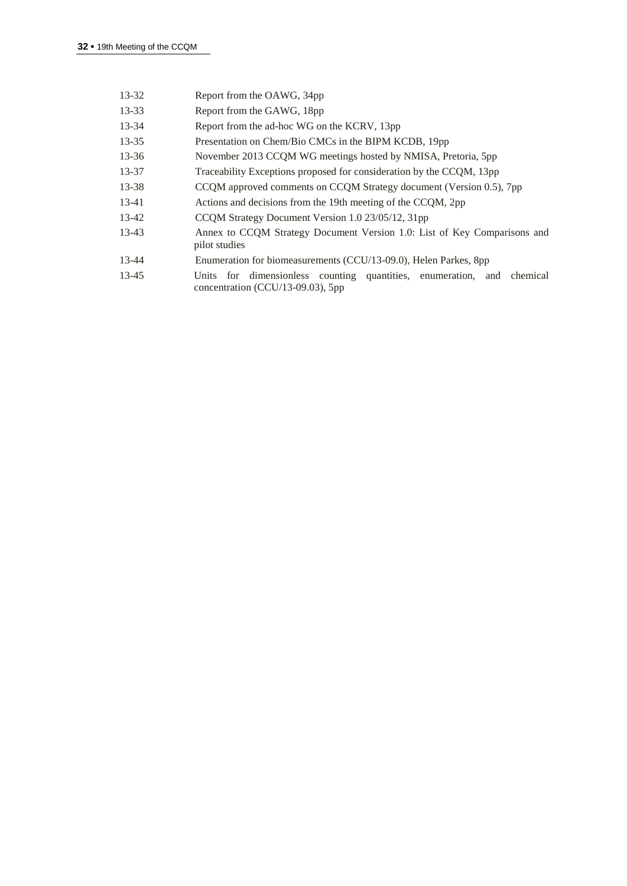| | |
|---|---|
| 13-32 | Report from the OAWG, 34pp |
| 13-33 | Report from the GAWG, 18pp |
| 13-34 | Report from the ad-hoc WG on the KCRV, 13pp |
| 13-35 | Presentation on Chem/Bio CMCs in the BIPM KCDB, 19pp |
| 13-36 | November 2013 CCQM WG meetings hosted by NMISA, Pretoria, 5pp |
| 13-37 | Traceability Exceptions proposed for consideration by the CCQM, 13pp |
| 13-38 | CCQM approved comments on CCQM Strategy document (Version 0.5), 7pp |
| 13-41 | Actions and decisions from the 19th meeting of the CCQM, 2pp |
| 13-42 | CCQM Strategy Document Version 1.0 23/05/12, 31pp |
| 13-43 | Annex to CCQM Strategy Document Version 1.0: List of Key Comparisons and pilot studies |
| 13-44 | Enumeration for biomeasurements (CCU/13-09.0), Helen Parkes, 8pp |
| 13-45 | Units for dimensionless counting quantities, enumeration, and chemical concentration (CCU/13-09.03), 5pp |